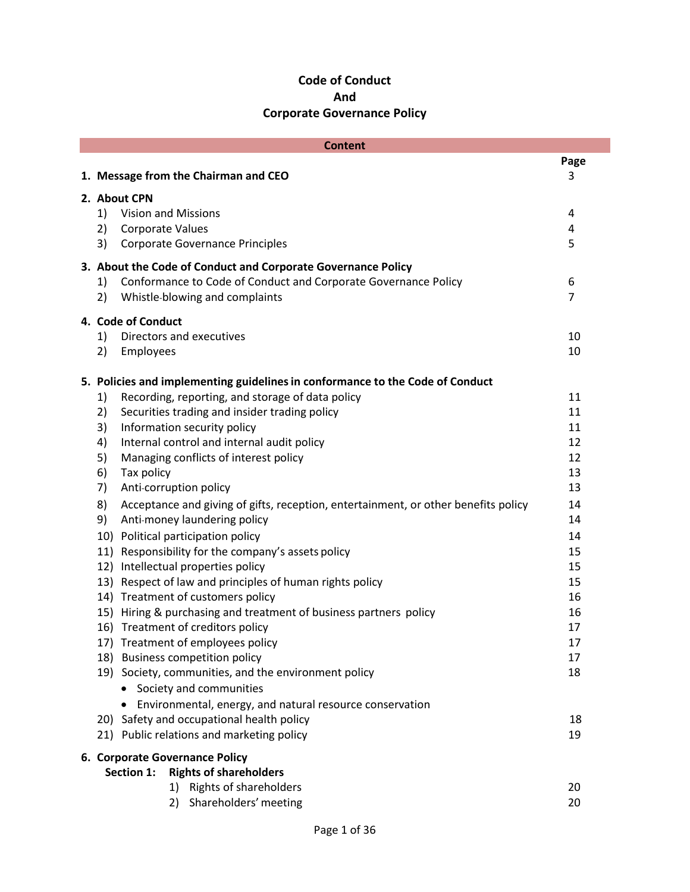# Code of Conduct
# And
# Corporate Governance Policy

| Content | Page |
|---|---|
| **1. Message from the Chairman and CEO** | 3 |
| **2. About CPN** | |
| 1) Vision and Missions | 4 |
| 2) Corporate Values | 4 |
| 3) Corporate Governance Principles | 5 |
| **3. About the Code of Conduct and Corporate Governance Policy** | |
| 1) Conformance to Code of Conduct and Corporate Governance Policy | 6 |
| 2) Whistle-blowing and complaints | 7 |
| **4. Code of Conduct** | |
| 1) Directors and executives | 10 |
| 2) Employees | 10 |
| **5. Policies and implementing guidelines in conformance to the Code of Conduct** | |
| 1) Recording, reporting, and storage of data policy | 11 |
| 2) Securities trading and insider trading policy | 11 |
| 3) Information security policy | 11 |
| 4) Internal control and internal audit policy | 12 |
| 5) Managing conflicts of interest policy | 12 |
| 6) Tax policy | 13 |
| 7) Anti-corruption policy | 13 |
| 8) Acceptance and giving of gifts, reception, entertainment, or other benefits policy | 14 |
| 9) Anti-money laundering policy | 14 |
| 10) Political participation policy | 14 |
| 11) Responsibility for the company's assets policy | 15 |
| 12) Intellectual properties policy | 15 |
| 13) Respect of law and principles of human rights policy | 15 |
| 14) Treatment of customers policy | 16 |
| 15) Hiring & purchasing and treatment of business partners policy | 16 |
| 16) Treatment of creditors policy | 17 |
| 17) Treatment of employees policy | 17 |
| 18) Business competition policy | 17 |
| 19) Society, communities, and the environment policy | 18 |
| • Society and communities | |
| • Environmental, energy, and natural resource conservation | |
| 20) Safety and occupational health policy | 18 |
| 21) Public relations and marketing policy | 19 |
| **6. Corporate Governance Policy** | |
| **Section 1: Rights of shareholders** | |
| 1) Rights of shareholders | 20 |
| 2) Shareholders' meeting | 20 |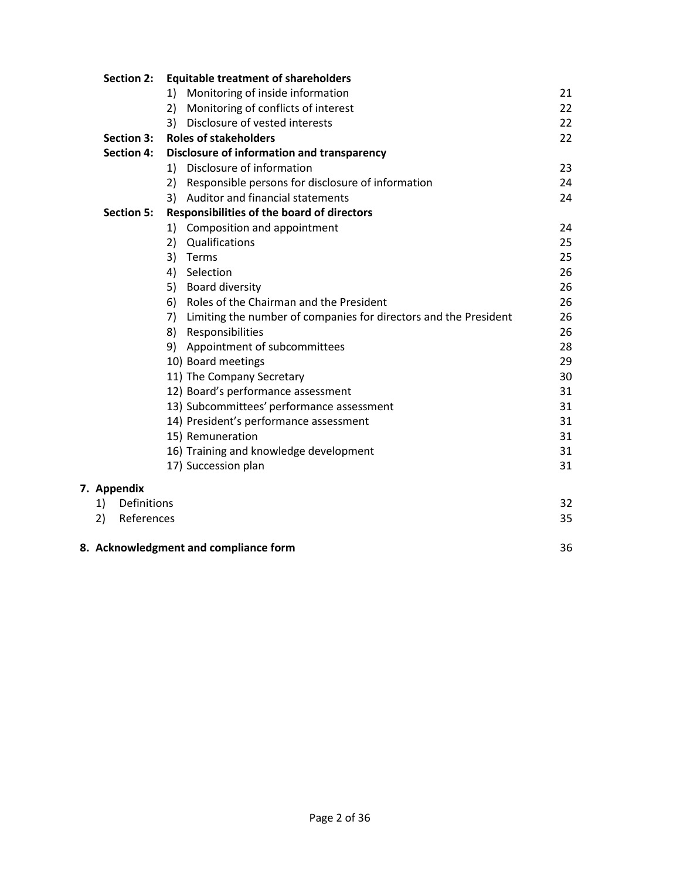| | | |
|---|---|---|
| **Section 2:** | **Equitable treatment of shareholders** | |
| | 1) Monitoring of inside information | 21 |
| | 2) Monitoring of conflicts of interest | 22 |
| | 3) Disclosure of vested interests | 22 |
| **Section 3:** | **Roles of stakeholders** | 22 |
| **Section 4:** | **Disclosure of information and transparency** | |
| | 1) Disclosure of information | 23 |
| | 2) Responsible persons for disclosure of information | 24 |
| | 3) Auditor and financial statements | 24 |
| **Section 5:** | **Responsibilities of the board of directors** | |
| | 1) Composition and appointment | 24 |
| | 2) Qualifications | 25 |
| | 3) Terms | 25 |
| | 4) Selection | 26 |
| | 5) Board diversity | 26 |
| | 6) Roles of the Chairman and the President | 26 |
| | 7) Limiting the number of companies for directors and the President | 26 |
| | 8) Responsibilities | 26 |
| | 9) Appointment of subcommittees | 28 |
| | 10) Board meetings | 29 |
| | 11) The Company Secretary | 30 |
| | 12) Board's performance assessment | 31 |
| | 13) Subcommittees' performance assessment | 31 |
| | 14) President's performance assessment | 31 |
| | 15) Remuneration | 31 |
| | 16) Training and knowledge development | 31 |
| | 17) Succession plan | 31 |

**7. Appendix**

| | |
|---|---|
| 1) Definitions | 32 |
| 2) References | 35 |

| | |
|---|---|
| **8. Acknowledgment and compliance form** | 36 |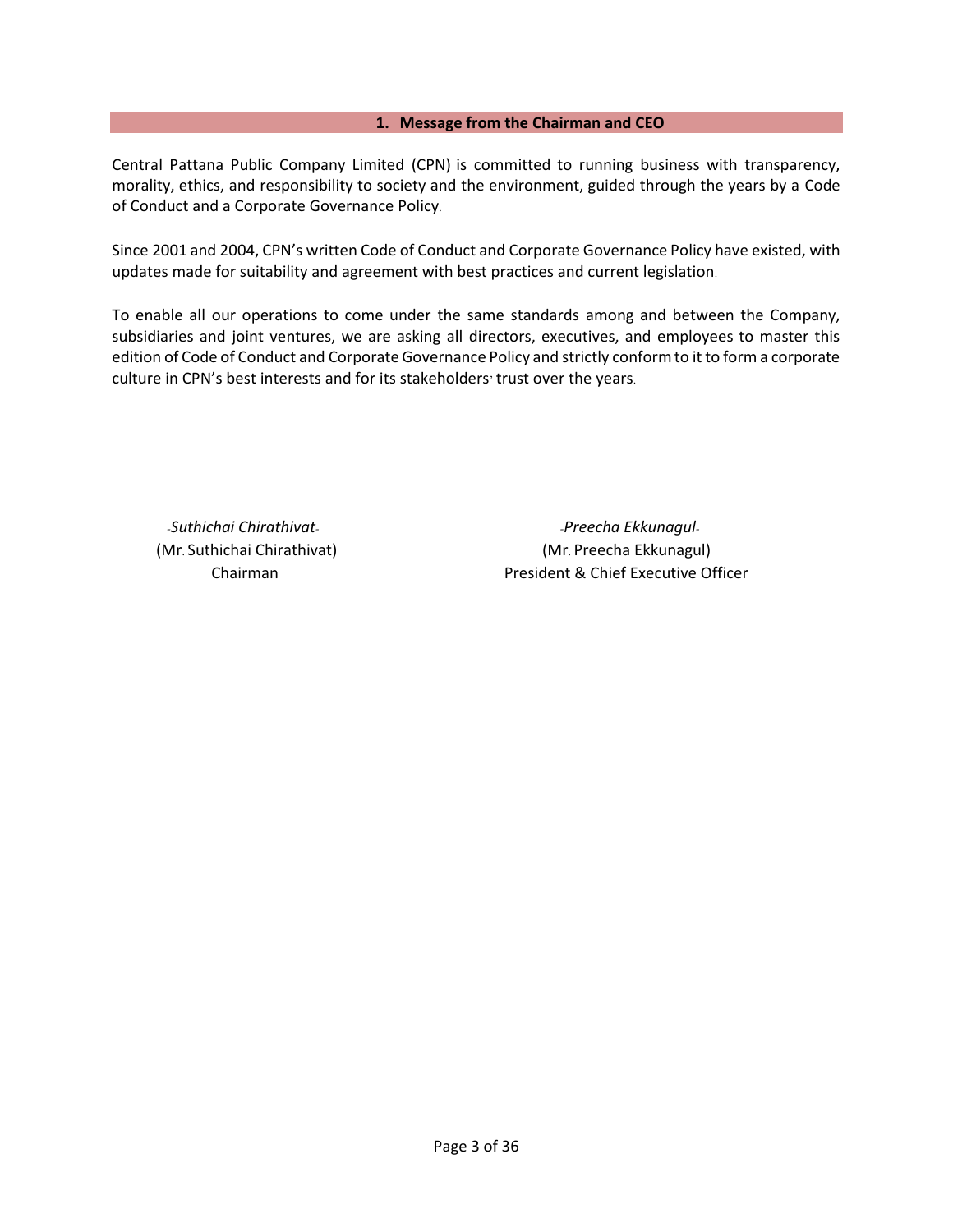## 1. Message from the Chairman and CEO

Central Pattana Public Company Limited (CPN) is committed to running business with transparency, morality, ethics, and responsibility to society and the environment, guided through the years by a Code of Conduct and a Corporate Governance Policy.

Since 2001 and 2004, CPN's written Code of Conduct and Corporate Governance Policy have existed, with updates made for suitability and agreement with best practices and current legislation.

To enable all our operations to come under the same standards among and between the Company, subsidiaries and joint ventures, we are asking all directors, executives, and employees to master this edition of Code of Conduct and Corporate Governance Policy and strictly conform to it to form a corporate culture in CPN's best interests and for its stakeholders' trust over the years.

-*Suthichai Chirathivat*-
(Mr. Suthichai Chirathivat)
Chairman

-*Preecha Ekkunagul*-
(Mr. Preecha Ekkunagul)
President & Chief Executive Officer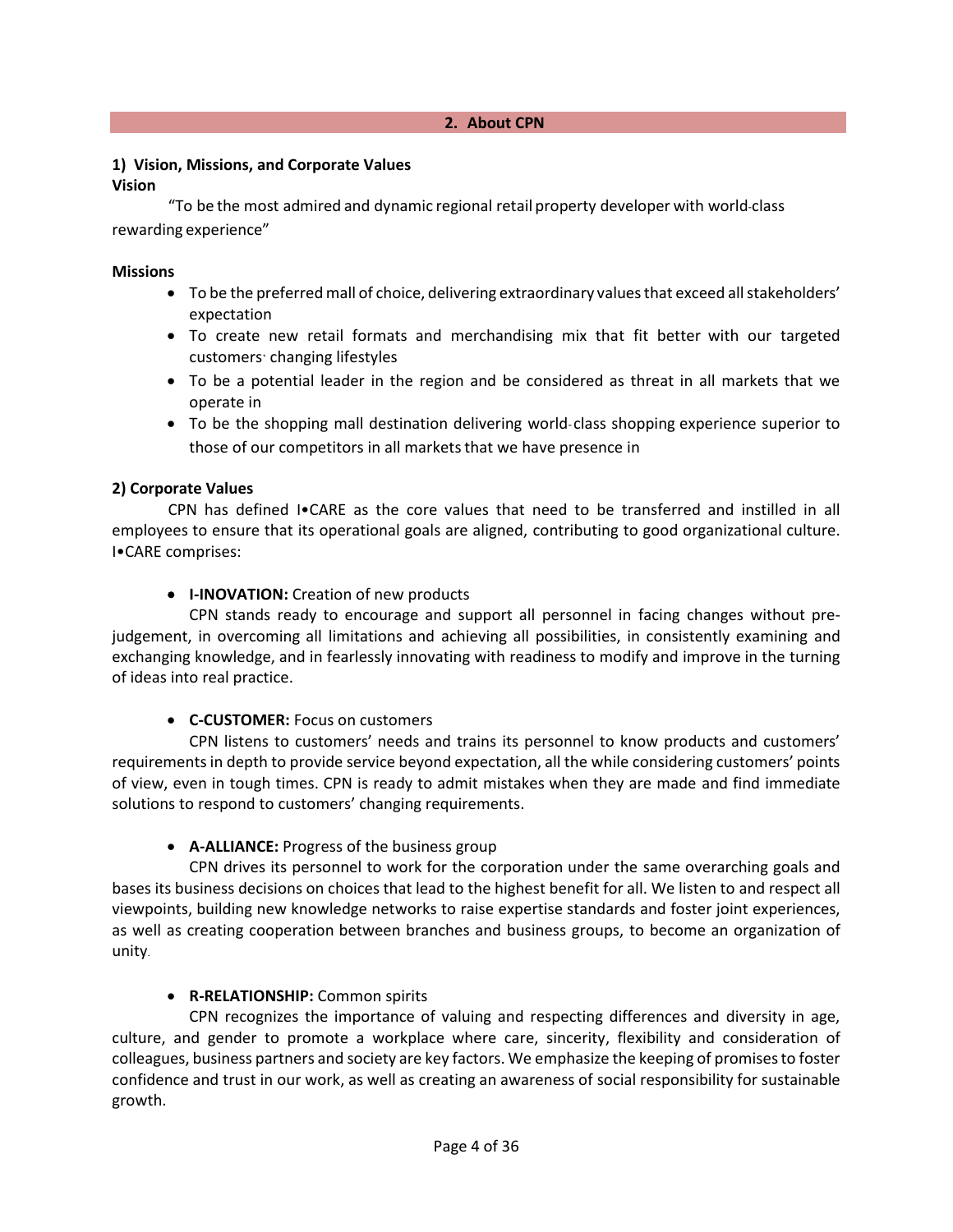## 2. About CPN

### 1) Vision, Missions, and Corporate Values

**Vision**

"To be the most admired and dynamic regional retail property developer with world-class rewarding experience"

**Missions**

- To be the preferred mall of choice, delivering extraordinary values that exceed all stakeholders' expectation
- To create new retail formats and merchandising mix that fit better with our targeted customers' changing lifestyles
- To be a potential leader in the region and be considered as threat in all markets that we operate in
- To be the shopping mall destination delivering world-class shopping experience superior to those of our competitors in all markets that we have presence in

### 2) Corporate Values

CPN has defined I•CARE as the core values that need to be transferred and instilled in all employees to ensure that its operational goals are aligned, contributing to good organizational culture. I•CARE comprises:

- **I-INOVATION:** Creation of new products

CPN stands ready to encourage and support all personnel in facing changes without pre-judgement, in overcoming all limitations and achieving all possibilities, in consistently examining and exchanging knowledge, and in fearlessly innovating with readiness to modify and improve in the turning of ideas into real practice.

- **C-CUSTOMER:** Focus on customers

CPN listens to customers' needs and trains its personnel to know products and customers' requirements in depth to provide service beyond expectation, all the while considering customers' points of view, even in tough times. CPN is ready to admit mistakes when they are made and find immediate solutions to respond to customers' changing requirements.

- **A-ALLIANCE:** Progress of the business group

CPN drives its personnel to work for the corporation under the same overarching goals and bases its business decisions on choices that lead to the highest benefit for all. We listen to and respect all viewpoints, building new knowledge networks to raise expertise standards and foster joint experiences, as well as creating cooperation between branches and business groups, to become an organization of unity.

- **R-RELATIONSHIP:** Common spirits

CPN recognizes the importance of valuing and respecting differences and diversity in age, culture, and gender to promote a workplace where care, sincerity, flexibility and consideration of colleagues, business partners and society are key factors. We emphasize the keeping of promises to foster confidence and trust in our work, as well as creating an awareness of social responsibility for sustainable growth.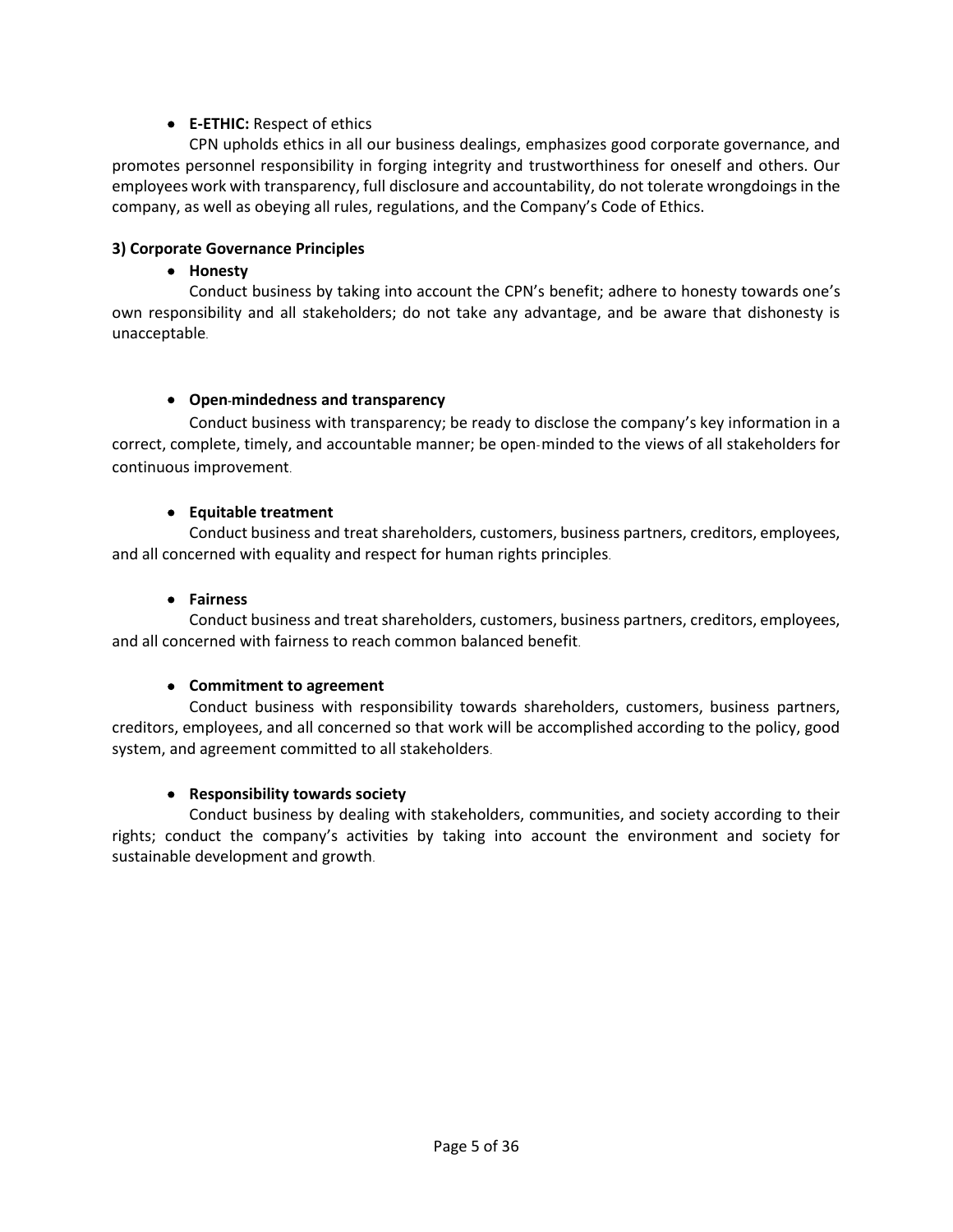- **E-ETHIC:** Respect of ethics

  CPN upholds ethics in all our business dealings, emphasizes good corporate governance, and promotes personnel responsibility in forging integrity and trustworthiness for oneself and others. Our employees work with transparency, full disclosure and accountability, do not tolerate wrongdoings in the company, as well as obeying all rules, regulations, and the Company's Code of Ethics.

**3) Corporate Governance Principles**

- **Honesty**

  Conduct business by taking into account the CPN's benefit; adhere to honesty towards one's own responsibility and all stakeholders; do not take any advantage, and be aware that dishonesty is unacceptable.

- **Open-mindedness and transparency**

  Conduct business with transparency; be ready to disclose the company's key information in a correct, complete, timely, and accountable manner; be open-minded to the views of all stakeholders for continuous improvement.

- **Equitable treatment**

  Conduct business and treat shareholders, customers, business partners, creditors, employees, and all concerned with equality and respect for human rights principles.

- **Fairness**

  Conduct business and treat shareholders, customers, business partners, creditors, employees, and all concerned with fairness to reach common balanced benefit.

- **Commitment to agreement**

  Conduct business with responsibility towards shareholders, customers, business partners, creditors, employees, and all concerned so that work will be accomplished according to the policy, good system, and agreement committed to all stakeholders.

- **Responsibility towards society**

  Conduct business by dealing with stakeholders, communities, and society according to their rights; conduct the company's activities by taking into account the environment and society for sustainable development and growth.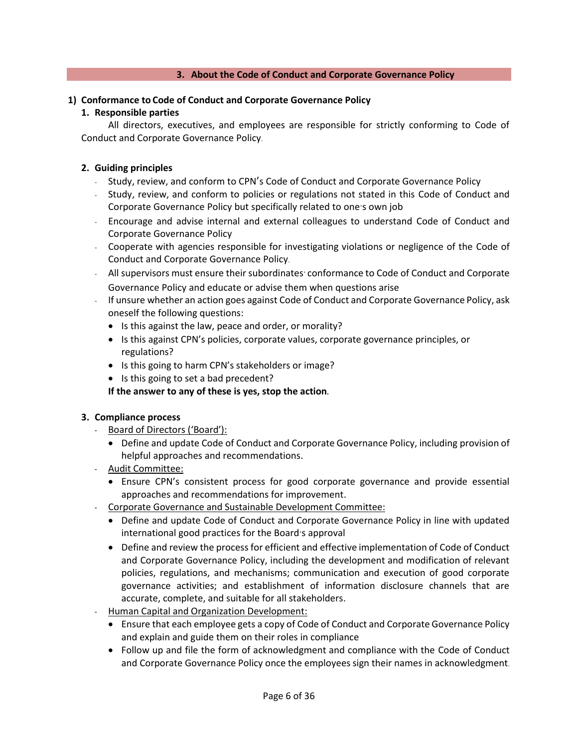## 3. About the Code of Conduct and Corporate Governance Policy

### 1) Conformance to Code of Conduct and Corporate Governance Policy

**1. Responsible parties**

All directors, executives, and employees are responsible for strictly conforming to Code of Conduct and Corporate Governance Policy.

**2. Guiding principles**

- Study, review, and conform to CPN's Code of Conduct and Corporate Governance Policy
- Study, review, and conform to policies or regulations not stated in this Code of Conduct and Corporate Governance Policy but specifically related to one's own job
- Encourage and advise internal and external colleagues to understand Code of Conduct and Corporate Governance Policy
- Cooperate with agencies responsible for investigating violations or negligence of the Code of Conduct and Corporate Governance Policy.
- All supervisors must ensure their subordinates' conformance to Code of Conduct and Corporate Governance Policy and educate or advise them when questions arise
- If unsure whether an action goes against Code of Conduct and Corporate Governance Policy, ask oneself the following questions:
  - Is this against the law, peace and order, or morality?
  - Is this against CPN's policies, corporate values, corporate governance principles, or regulations?
  - Is this going to harm CPN's stakeholders or image?
  - Is this going to set a bad precedent?

  **If the answer to any of these is yes, stop the action**.

**3. Compliance process**

- Board of Directors ('Board'):
  - Define and update Code of Conduct and Corporate Governance Policy, including provision of helpful approaches and recommendations.
- Audit Committee:
  - Ensure CPN's consistent process for good corporate governance and provide essential approaches and recommendations for improvement.
- Corporate Governance and Sustainable Development Committee:
  - Define and update Code of Conduct and Corporate Governance Policy in line with updated international good practices for the Board's approval
  - Define and review the process for efficient and effective implementation of Code of Conduct and Corporate Governance Policy, including the development and modification of relevant policies, regulations, and mechanisms; communication and execution of good corporate governance activities; and establishment of information disclosure channels that are accurate, complete, and suitable for all stakeholders.
- Human Capital and Organization Development:
  - Ensure that each employee gets a copy of Code of Conduct and Corporate Governance Policy and explain and guide them on their roles in compliance
  - Follow up and file the form of acknowledgment and compliance with the Code of Conduct and Corporate Governance Policy once the employees sign their names in acknowledgment.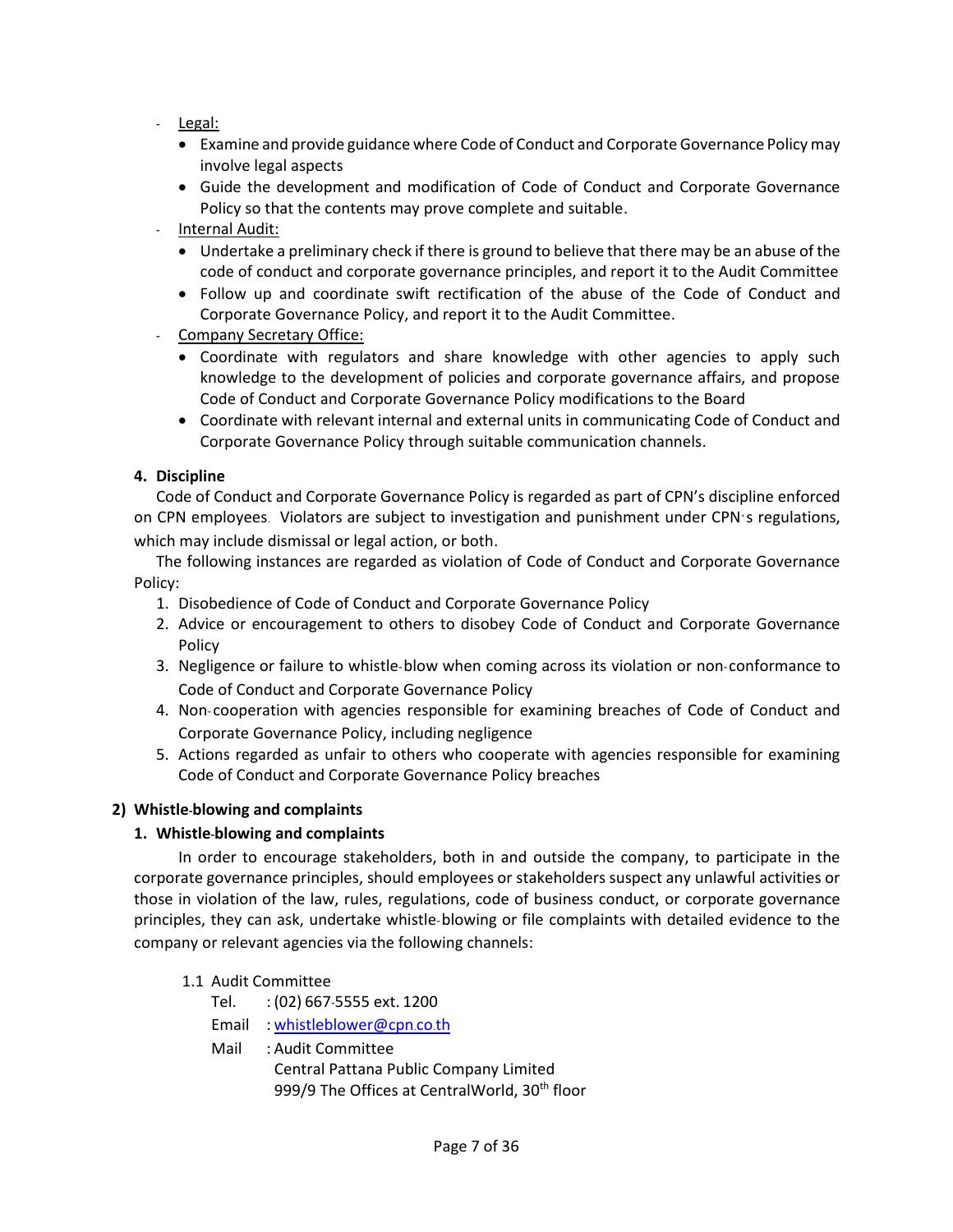- Legal:
    - Examine and provide guidance where Code of Conduct and Corporate Governance Policy may involve legal aspects
    - Guide the development and modification of Code of Conduct and Corporate Governance Policy so that the contents may prove complete and suitable.
- Internal Audit:
    - Undertake a preliminary check if there is ground to believe that there may be an abuse of the code of conduct and corporate governance principles, and report it to the Audit Committee
    - Follow up and coordinate swift rectification of the abuse of the Code of Conduct and Corporate Governance Policy, and report it to the Audit Committee.
- Company Secretary Office:
    - Coordinate with regulators and share knowledge with other agencies to apply such knowledge to the development of policies and corporate governance affairs, and propose Code of Conduct and Corporate Governance Policy modifications to the Board
    - Coordinate with relevant internal and external units in communicating Code of Conduct and Corporate Governance Policy through suitable communication channels.

**4. Discipline**

Code of Conduct and Corporate Governance Policy is regarded as part of CPN's discipline enforced on CPN employees. Violators are subject to investigation and punishment under CPN's regulations, which may include dismissal or legal action, or both.

The following instances are regarded as violation of Code of Conduct and Corporate Governance Policy:

1. Disobedience of Code of Conduct and Corporate Governance Policy
2. Advice or encouragement to others to disobey Code of Conduct and Corporate Governance Policy
3. Negligence or failure to whistle-blow when coming across its violation or non-conformance to Code of Conduct and Corporate Governance Policy
4. Non-cooperation with agencies responsible for examining breaches of Code of Conduct and Corporate Governance Policy, including negligence
5. Actions regarded as unfair to others who cooperate with agencies responsible for examining Code of Conduct and Corporate Governance Policy breaches

**2) Whistle-blowing and complaints**

**1. Whistle-blowing and complaints**

In order to encourage stakeholders, both in and outside the company, to participate in the corporate governance principles, should employees or stakeholders suspect any unlawful activities or those in violation of the law, rules, regulations, code of business conduct, or corporate governance principles, they can ask, undertake whistle-blowing or file complaints with detailed evidence to the company or relevant agencies via the following channels:

1.1 Audit Committee

Tel. : (02) 667-5555 ext. 1200

Email : whistleblower@cpn.co.th

Mail : Audit Committee
Central Pattana Public Company Limited
999/9 The Offices at CentralWorld, 30th floor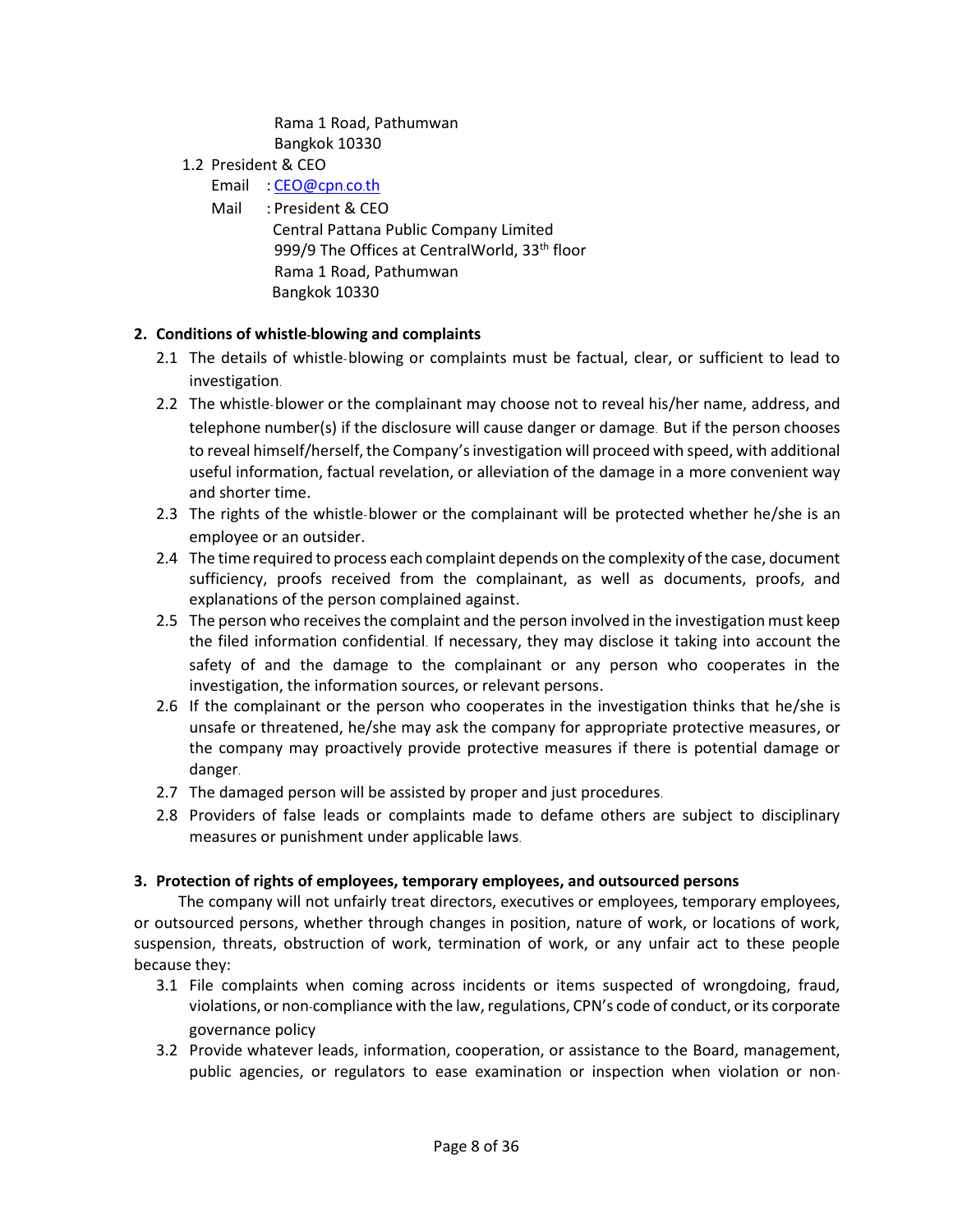Rama 1 Road, Pathumwan
Bangkok 10330

1.2 President & CEO

Email : CEO@cpn.co.th

Mail : President & CEO
Central Pattana Public Company Limited
999/9 The Offices at CentralWorld, 33th floor
Rama 1 Road, Pathumwan
Bangkok 10330

**2. Conditions of whistle-blowing and complaints**

2.1 The details of whistle-blowing or complaints must be factual, clear, or sufficient to lead to investigation.

2.2 The whistle-blower or the complainant may choose not to reveal his/her name, address, and telephone number(s) if the disclosure will cause danger or damage. But if the person chooses to reveal himself/herself, the Company's investigation will proceed with speed, with additional useful information, factual revelation, or alleviation of the damage in a more convenient way and shorter time.

2.3 The rights of the whistle-blower or the complainant will be protected whether he/she is an employee or an outsider.

2.4 The time required to process each complaint depends on the complexity of the case, document sufficiency, proofs received from the complainant, as well as documents, proofs, and explanations of the person complained against.

2.5 The person who receives the complaint and the person involved in the investigation must keep the filed information confidential. If necessary, they may disclose it taking into account the safety of and the damage to the complainant or any person who cooperates in the investigation, the information sources, or relevant persons.

2.6 If the complainant or the person who cooperates in the investigation thinks that he/she is unsafe or threatened, he/she may ask the company for appropriate protective measures, or the company may proactively provide protective measures if there is potential damage or danger.

2.7 The damaged person will be assisted by proper and just procedures.

2.8 Providers of false leads or complaints made to defame others are subject to disciplinary measures or punishment under applicable laws.

**3. Protection of rights of employees, temporary employees, and outsourced persons**

The company will not unfairly treat directors, executives or employees, temporary employees, or outsourced persons, whether through changes in position, nature of work, or locations of work, suspension, threats, obstruction of work, termination of work, or any unfair act to these people because they:

3.1 File complaints when coming across incidents or items suspected of wrongdoing, fraud, violations, or non-compliance with the law, regulations, CPN's code of conduct, or its corporate governance policy

3.2 Provide whatever leads, information, cooperation, or assistance to the Board, management, public agencies, or regulators to ease examination or inspection when violation or non-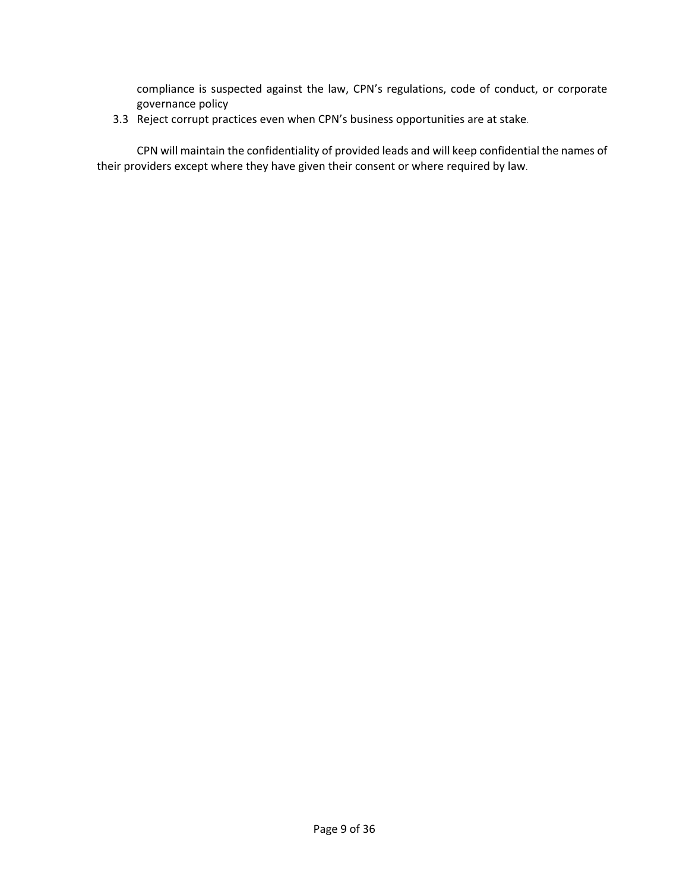compliance is suspected against the law, CPN's regulations, code of conduct, or corporate governance policy

3.3 Reject corrupt practices even when CPN's business opportunities are at stake.

CPN will maintain the confidentiality of provided leads and will keep confidential the names of their providers except where they have given their consent or where required by law.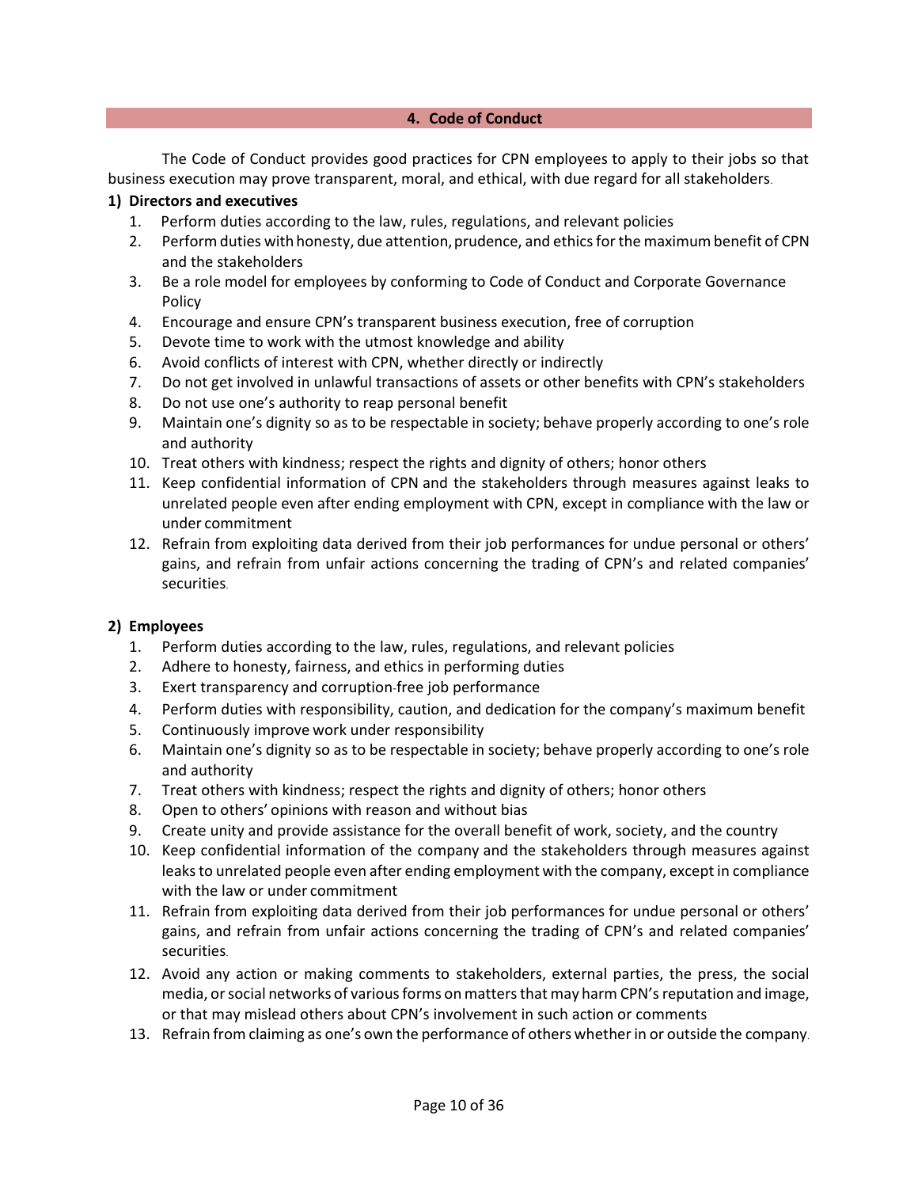## 4. Code of Conduct

The Code of Conduct provides good practices for CPN employees to apply to their jobs so that business execution may prove transparent, moral, and ethical, with due regard for all stakeholders.

### 1) Directors and executives

1. Perform duties according to the law, rules, regulations, and relevant policies
2. Perform duties with honesty, due attention, prudence, and ethics for the maximum benefit of CPN and the stakeholders
3. Be a role model for employees by conforming to Code of Conduct and Corporate Governance Policy
4. Encourage and ensure CPN's transparent business execution, free of corruption
5. Devote time to work with the utmost knowledge and ability
6. Avoid conflicts of interest with CPN, whether directly or indirectly
7. Do not get involved in unlawful transactions of assets or other benefits with CPN's stakeholders
8. Do not use one's authority to reap personal benefit
9. Maintain one's dignity so as to be respectable in society; behave properly according to one's role and authority
10. Treat others with kindness; respect the rights and dignity of others; honor others
11. Keep confidential information of CPN and the stakeholders through measures against leaks to unrelated people even after ending employment with CPN, except in compliance with the law or under commitment
12. Refrain from exploiting data derived from their job performances for undue personal or others' gains, and refrain from unfair actions concerning the trading of CPN's and related companies' securities.

### 2) Employees

1. Perform duties according to the law, rules, regulations, and relevant policies
2. Adhere to honesty, fairness, and ethics in performing duties
3. Exert transparency and corruption-free job performance
4. Perform duties with responsibility, caution, and dedication for the company's maximum benefit
5. Continuously improve work under responsibility
6. Maintain one's dignity so as to be respectable in society; behave properly according to one's role and authority
7. Treat others with kindness; respect the rights and dignity of others; honor others
8. Open to others' opinions with reason and without bias
9. Create unity and provide assistance for the overall benefit of work, society, and the country
10. Keep confidential information of the company and the stakeholders through measures against leaks to unrelated people even after ending employment with the company, except in compliance with the law or under commitment
11. Refrain from exploiting data derived from their job performances for undue personal or others' gains, and refrain from unfair actions concerning the trading of CPN's and related companies' securities.
12. Avoid any action or making comments to stakeholders, external parties, the press, the social media, or social networks of various forms on matters that may harm CPN's reputation and image, or that may mislead others about CPN's involvement in such action or comments
13. Refrain from claiming as one's own the performance of others whether in or outside the company.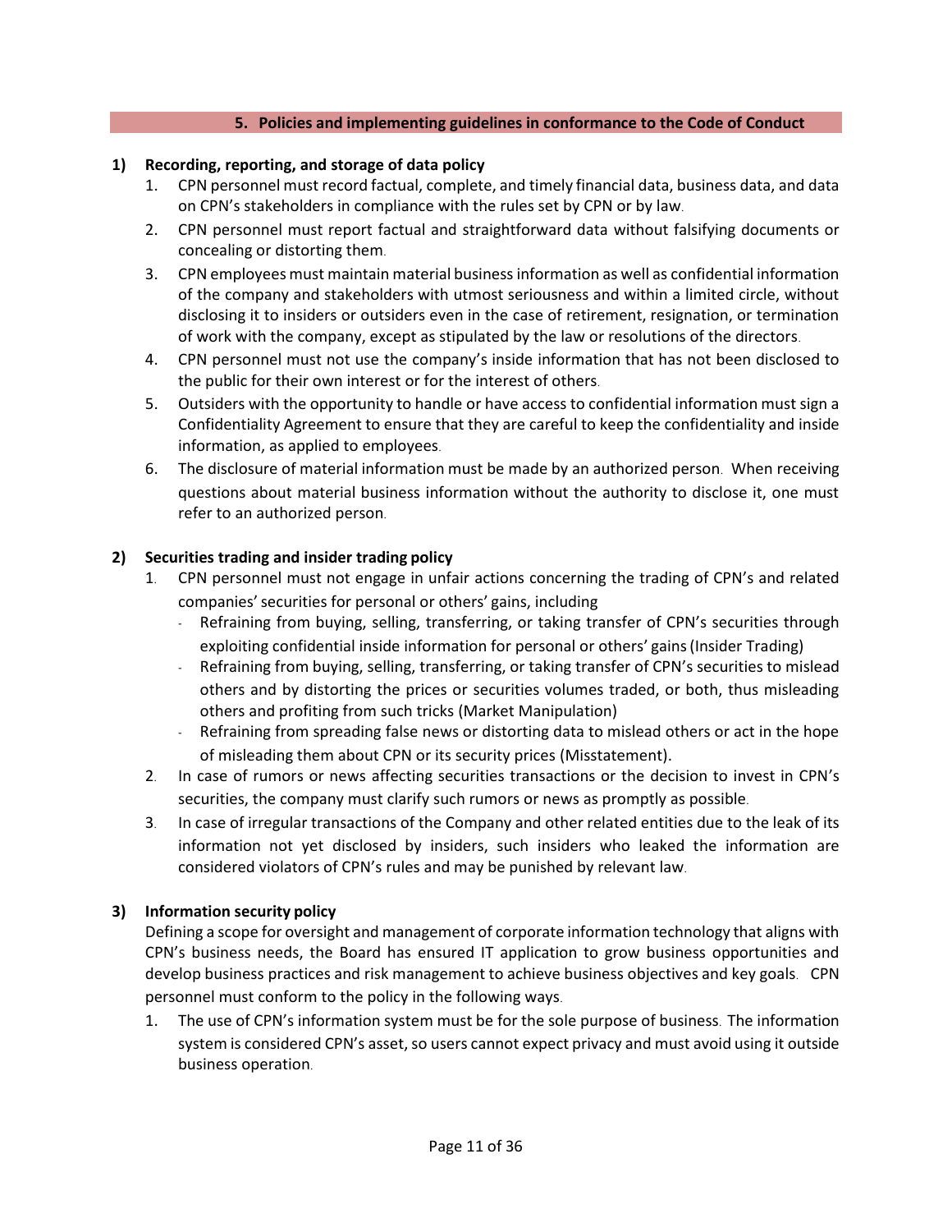## 5. Policies and implementing guidelines in conformance to the Code of Conduct

### 1) Recording, reporting, and storage of data policy

1. CPN personnel must record factual, complete, and timely financial data, business data, and data on CPN's stakeholders in compliance with the rules set by CPN or by law.
2. CPN personnel must report factual and straightforward data without falsifying documents or concealing or distorting them.
3. CPN employees must maintain material business information as well as confidential information of the company and stakeholders with utmost seriousness and within a limited circle, without disclosing it to insiders or outsiders even in the case of retirement, resignation, or termination of work with the company, except as stipulated by the law or resolutions of the directors.
4. CPN personnel must not use the company's inside information that has not been disclosed to the public for their own interest or for the interest of others.
5. Outsiders with the opportunity to handle or have access to confidential information must sign a Confidentiality Agreement to ensure that they are careful to keep the confidentiality and inside information, as applied to employees.
6. The disclosure of material information must be made by an authorized person. When receiving questions about material business information without the authority to disclose it, one must refer to an authorized person.

### 2) Securities trading and insider trading policy

1. CPN personnel must not engage in unfair actions concerning the trading of CPN's and related companies' securities for personal or others' gains, including
   - Refraining from buying, selling, transferring, or taking transfer of CPN's securities through exploiting confidential inside information for personal or others' gains (Insider Trading)
   - Refraining from buying, selling, transferring, or taking transfer of CPN's securities to mislead others and by distorting the prices or securities volumes traded, or both, thus misleading others and profiting from such tricks (Market Manipulation)
   - Refraining from spreading false news or distorting data to mislead others or act in the hope of misleading them about CPN or its security prices (Misstatement).
2. In case of rumors or news affecting securities transactions or the decision to invest in CPN's securities, the company must clarify such rumors or news as promptly as possible.
3. In case of irregular transactions of the Company and other related entities due to the leak of its information not yet disclosed by insiders, such insiders who leaked the information are considered violators of CPN's rules and may be punished by relevant law.

### 3) Information security policy

Defining a scope for oversight and management of corporate information technology that aligns with CPN's business needs, the Board has ensured IT application to grow business opportunities and develop business practices and risk management to achieve business objectives and key goals. CPN personnel must conform to the policy in the following ways.

1. The use of CPN's information system must be for the sole purpose of business. The information system is considered CPN's asset, so users cannot expect privacy and must avoid using it outside business operation.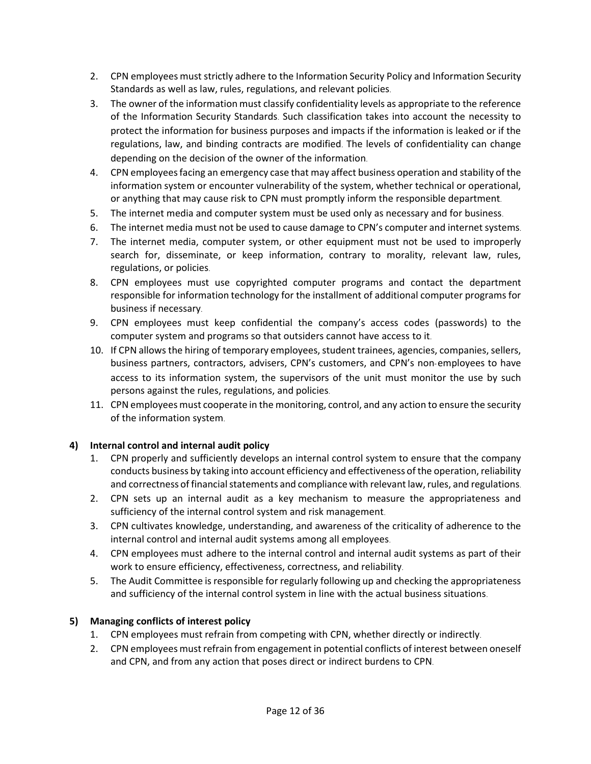2. CPN employees must strictly adhere to the Information Security Policy and Information Security Standards as well as law, rules, regulations, and relevant policies.
3. The owner of the information must classify confidentiality levels as appropriate to the reference of the Information Security Standards. Such classification takes into account the necessity to protect the information for business purposes and impacts if the information is leaked or if the regulations, law, and binding contracts are modified. The levels of confidentiality can change depending on the decision of the owner of the information.
4. CPN employees facing an emergency case that may affect business operation and stability of the information system or encounter vulnerability of the system, whether technical or operational, or anything that may cause risk to CPN must promptly inform the responsible department.
5. The internet media and computer system must be used only as necessary and for business.
6. The internet media must not be used to cause damage to CPN's computer and internet systems.
7. The internet media, computer system, or other equipment must not be used to improperly search for, disseminate, or keep information, contrary to morality, relevant law, rules, regulations, or policies.
8. CPN employees must use copyrighted computer programs and contact the department responsible for information technology for the installment of additional computer programs for business if necessary.
9. CPN employees must keep confidential the company's access codes (passwords) to the computer system and programs so that outsiders cannot have access to it.
10. If CPN allows the hiring of temporary employees, student trainees, agencies, companies, sellers, business partners, contractors, advisers, CPN's customers, and CPN's non-employees to have access to its information system, the supervisors of the unit must monitor the use by such persons against the rules, regulations, and policies.
11. CPN employees must cooperate in the monitoring, control, and any action to ensure the security of the information system.

**4) Internal control and internal audit policy**

1. CPN properly and sufficiently develops an internal control system to ensure that the company conducts business by taking into account efficiency and effectiveness of the operation, reliability and correctness of financial statements and compliance with relevant law, rules, and regulations.
2. CPN sets up an internal audit as a key mechanism to measure the appropriateness and sufficiency of the internal control system and risk management.
3. CPN cultivates knowledge, understanding, and awareness of the criticality of adherence to the internal control and internal audit systems among all employees.
4. CPN employees must adhere to the internal control and internal audit systems as part of their work to ensure efficiency, effectiveness, correctness, and reliability.
5. The Audit Committee is responsible for regularly following up and checking the appropriateness and sufficiency of the internal control system in line with the actual business situations.

**5) Managing conflicts of interest policy**

1. CPN employees must refrain from competing with CPN, whether directly or indirectly.
2. CPN employees must refrain from engagement in potential conflicts of interest between oneself and CPN, and from any action that poses direct or indirect burdens to CPN.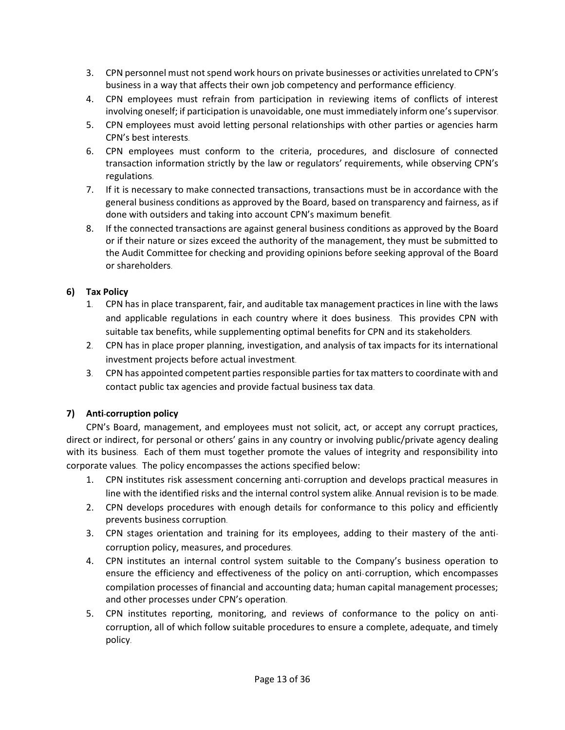3. CPN personnel must not spend work hours on private businesses or activities unrelated to CPN's business in a way that affects their own job competency and performance efficiency.
4. CPN employees must refrain from participation in reviewing items of conflicts of interest involving oneself; if participation is unavoidable, one must immediately inform one's supervisor.
5. CPN employees must avoid letting personal relationships with other parties or agencies harm CPN's best interests.
6. CPN employees must conform to the criteria, procedures, and disclosure of connected transaction information strictly by the law or regulators' requirements, while observing CPN's regulations.
7. If it is necessary to make connected transactions, transactions must be in accordance with the general business conditions as approved by the Board, based on transparency and fairness, as if done with outsiders and taking into account CPN's maximum benefit.
8. If the connected transactions are against general business conditions as approved by the Board or if their nature or sizes exceed the authority of the management, they must be submitted to the Audit Committee for checking and providing opinions before seeking approval of the Board or shareholders.

### 6) Tax Policy

1. CPN has in place transparent, fair, and auditable tax management practices in line with the laws and applicable regulations in each country where it does business. This provides CPN with suitable tax benefits, while supplementing optimal benefits for CPN and its stakeholders.
2. CPN has in place proper planning, investigation, and analysis of tax impacts for its international investment projects before actual investment.
3. CPN has appointed competent parties responsible parties for tax matters to coordinate with and contact public tax agencies and provide factual business tax data.

### 7) Anti-corruption policy

CPN's Board, management, and employees must not solicit, act, or accept any corrupt practices, direct or indirect, for personal or others' gains in any country or involving public/private agency dealing with its business. Each of them must together promote the values of integrity and responsibility into corporate values. The policy encompasses the actions specified below:

1. CPN institutes risk assessment concerning anti-corruption and develops practical measures in line with the identified risks and the internal control system alike. Annual revision is to be made.
2. CPN develops procedures with enough details for conformance to this policy and efficiently prevents business corruption.
3. CPN stages orientation and training for its employees, adding to their mastery of the anti-corruption policy, measures, and procedures.
4. CPN institutes an internal control system suitable to the Company's business operation to ensure the efficiency and effectiveness of the policy on anti-corruption, which encompasses compilation processes of financial and accounting data; human capital management processes; and other processes under CPN's operation.
5. CPN institutes reporting, monitoring, and reviews of conformance to the policy on anti-corruption, all of which follow suitable procedures to ensure a complete, adequate, and timely policy.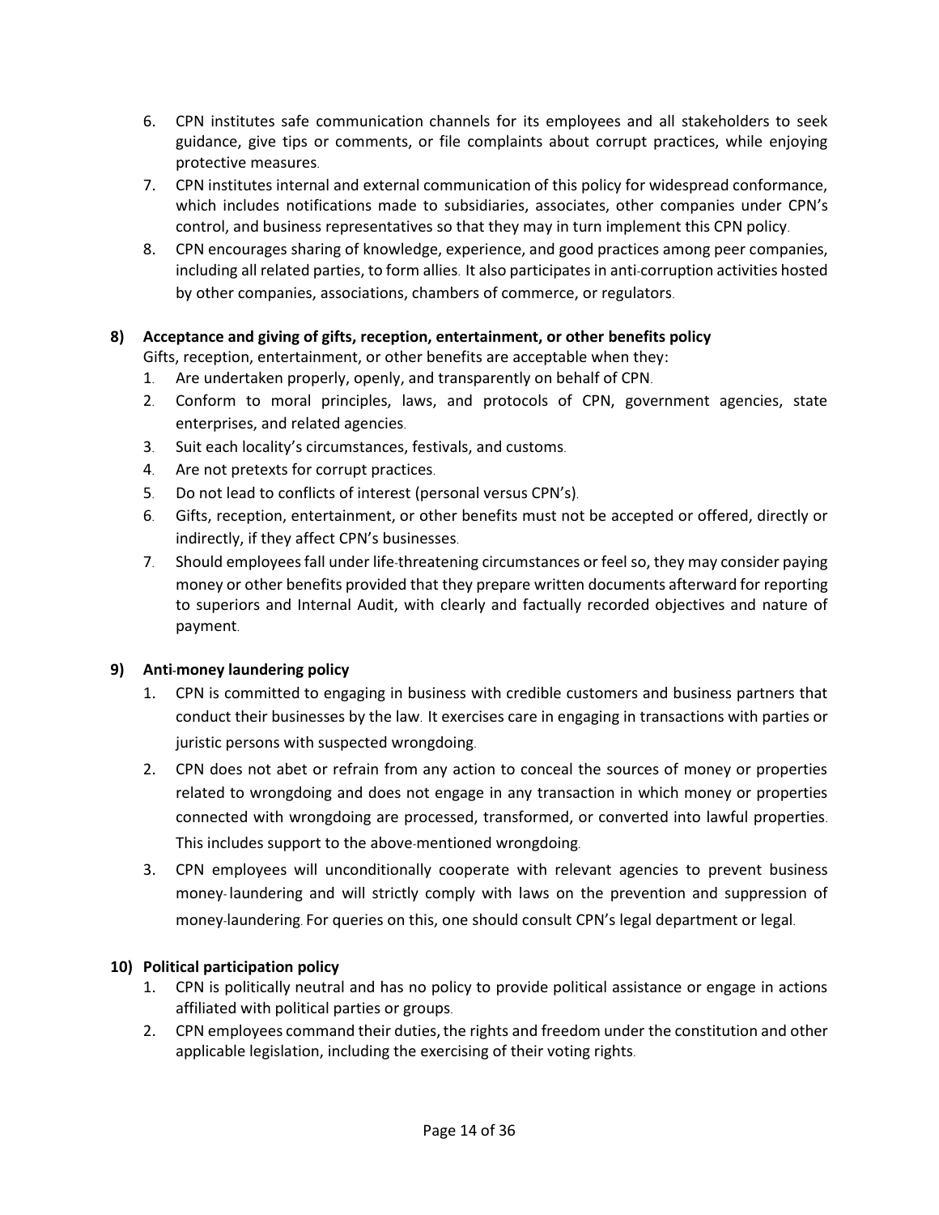6. CPN institutes safe communication channels for its employees and all stakeholders to seek guidance, give tips or comments, or file complaints about corrupt practices, while enjoying protective measures.
7. CPN institutes internal and external communication of this policy for widespread conformance, which includes notifications made to subsidiaries, associates, other companies under CPN's control, and business representatives so that they may in turn implement this CPN policy.
8. CPN encourages sharing of knowledge, experience, and good practices among peer companies, including all related parties, to form allies. It also participates in anti-corruption activities hosted by other companies, associations, chambers of commerce, or regulators.

**8) Acceptance and giving of gifts, reception, entertainment, or other benefits policy**

Gifts, reception, entertainment, or other benefits are acceptable when they:

1. Are undertaken properly, openly, and transparently on behalf of CPN.
2. Conform to moral principles, laws, and protocols of CPN, government agencies, state enterprises, and related agencies.
3. Suit each locality's circumstances, festivals, and customs.
4. Are not pretexts for corrupt practices.
5. Do not lead to conflicts of interest (personal versus CPN's).
6. Gifts, reception, entertainment, or other benefits must not be accepted or offered, directly or indirectly, if they affect CPN's businesses.
7. Should employees fall under life-threatening circumstances or feel so, they may consider paying money or other benefits provided that they prepare written documents afterward for reporting to superiors and Internal Audit, with clearly and factually recorded objectives and nature of payment.

**9) Anti-money laundering policy**

1. CPN is committed to engaging in business with credible customers and business partners that conduct their businesses by the law. It exercises care in engaging in transactions with parties or juristic persons with suspected wrongdoing.
2. CPN does not abet or refrain from any action to conceal the sources of money or properties related to wrongdoing and does not engage in any transaction in which money or properties connected with wrongdoing are processed, transformed, or converted into lawful properties. This includes support to the above-mentioned wrongdoing.
3. CPN employees will unconditionally cooperate with relevant agencies to prevent business money- laundering and will strictly comply with laws on the prevention and suppression of money-laundering. For queries on this, one should consult CPN's legal department or legal.

**10) Political participation policy**

1. CPN is politically neutral and has no policy to provide political assistance or engage in actions affiliated with political parties or groups.
2. CPN employees command their duties, the rights and freedom under the constitution and other applicable legislation, including the exercising of their voting rights.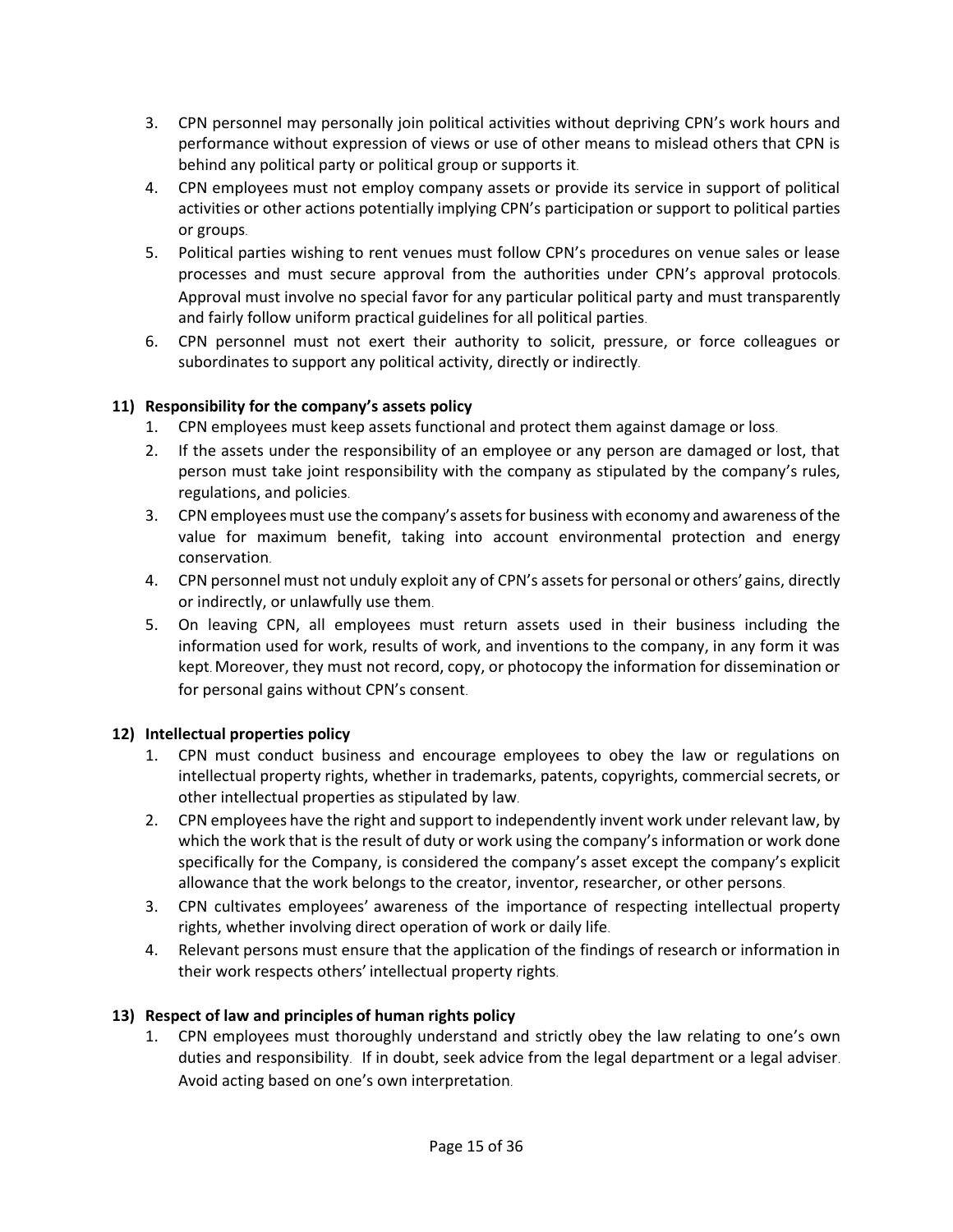3. CPN personnel may personally join political activities without depriving CPN's work hours and performance without expression of views or use of other means to mislead others that CPN is behind any political party or political group or supports it.
4. CPN employees must not employ company assets or provide its service in support of political activities or other actions potentially implying CPN's participation or support to political parties or groups.
5. Political parties wishing to rent venues must follow CPN's procedures on venue sales or lease processes and must secure approval from the authorities under CPN's approval protocols. Approval must involve no special favor for any particular political party and must transparently and fairly follow uniform practical guidelines for all political parties.
6. CPN personnel must not exert their authority to solicit, pressure, or force colleagues or subordinates to support any political activity, directly or indirectly.

**11) Responsibility for the company's assets policy**

1. CPN employees must keep assets functional and protect them against damage or loss.
2. If the assets under the responsibility of an employee or any person are damaged or lost, that person must take joint responsibility with the company as stipulated by the company's rules, regulations, and policies.
3. CPN employees must use the company's assets for business with economy and awareness of the value for maximum benefit, taking into account environmental protection and energy conservation.
4. CPN personnel must not unduly exploit any of CPN's assets for personal or others' gains, directly or indirectly, or unlawfully use them.
5. On leaving CPN, all employees must return assets used in their business including the information used for work, results of work, and inventions to the company, in any form it was kept. Moreover, they must not record, copy, or photocopy the information for dissemination or for personal gains without CPN's consent.

**12) Intellectual properties policy**

1. CPN must conduct business and encourage employees to obey the law or regulations on intellectual property rights, whether in trademarks, patents, copyrights, commercial secrets, or other intellectual properties as stipulated by law.
2. CPN employees have the right and support to independently invent work under relevant law, by which the work that is the result of duty or work using the company's information or work done specifically for the Company, is considered the company's asset except the company's explicit allowance that the work belongs to the creator, inventor, researcher, or other persons.
3. CPN cultivates employees' awareness of the importance of respecting intellectual property rights, whether involving direct operation of work or daily life.
4. Relevant persons must ensure that the application of the findings of research or information in their work respects others' intellectual property rights.

**13) Respect of law and principles of human rights policy**

1. CPN employees must thoroughly understand and strictly obey the law relating to one's own duties and responsibility. If in doubt, seek advice from the legal department or a legal adviser. Avoid acting based on one's own interpretation.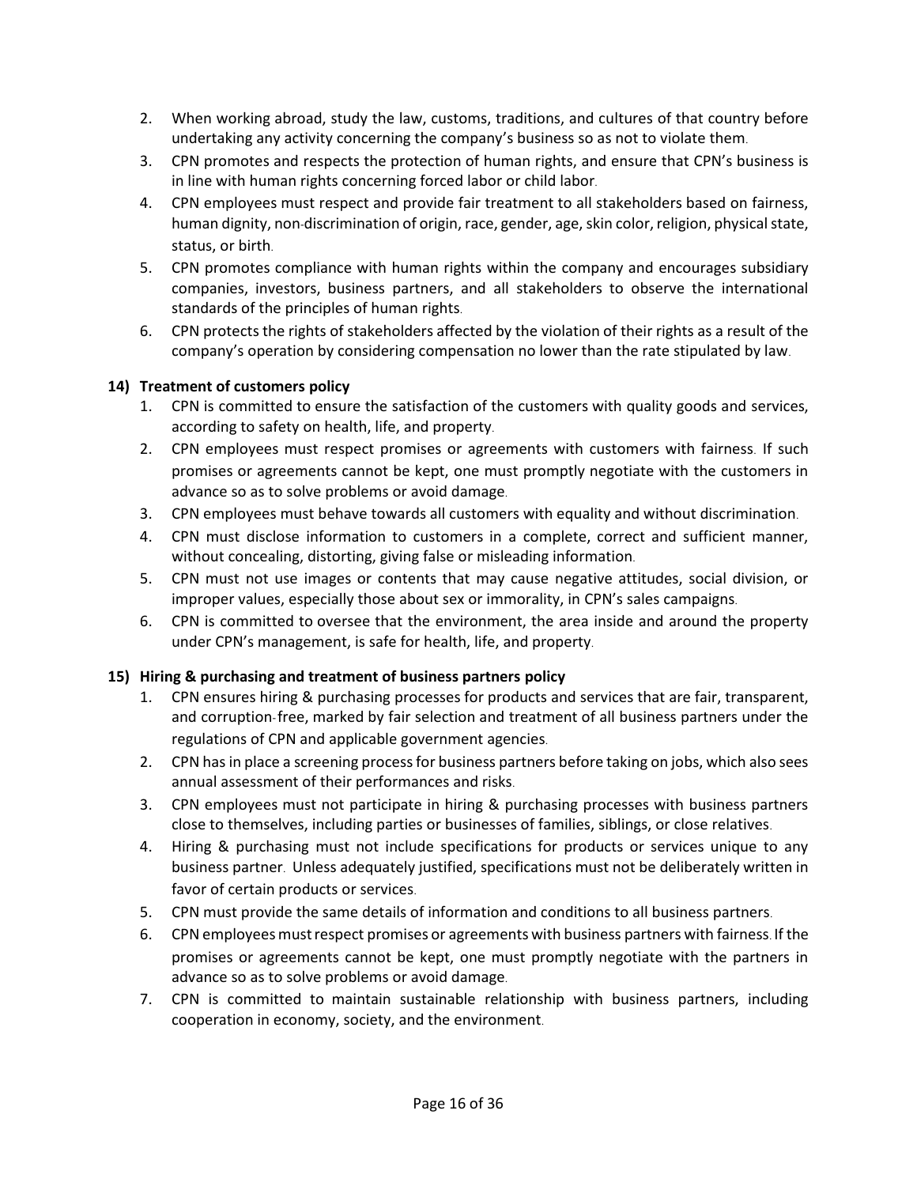2. When working abroad, study the law, customs, traditions, and cultures of that country before undertaking any activity concerning the company's business so as not to violate them.
3. CPN promotes and respects the protection of human rights, and ensure that CPN's business is in line with human rights concerning forced labor or child labor.
4. CPN employees must respect and provide fair treatment to all stakeholders based on fairness, human dignity, non-discrimination of origin, race, gender, age, skin color, religion, physical state, status, or birth.
5. CPN promotes compliance with human rights within the company and encourages subsidiary companies, investors, business partners, and all stakeholders to observe the international standards of the principles of human rights.
6. CPN protects the rights of stakeholders affected by the violation of their rights as a result of the company's operation by considering compensation no lower than the rate stipulated by law.

**14) Treatment of customers policy**

1. CPN is committed to ensure the satisfaction of the customers with quality goods and services, according to safety on health, life, and property.
2. CPN employees must respect promises or agreements with customers with fairness. If such promises or agreements cannot be kept, one must promptly negotiate with the customers in advance so as to solve problems or avoid damage.
3. CPN employees must behave towards all customers with equality and without discrimination.
4. CPN must disclose information to customers in a complete, correct and sufficient manner, without concealing, distorting, giving false or misleading information.
5. CPN must not use images or contents that may cause negative attitudes, social division, or improper values, especially those about sex or immorality, in CPN's sales campaigns.
6. CPN is committed to oversee that the environment, the area inside and around the property under CPN's management, is safe for health, life, and property.

**15) Hiring & purchasing and treatment of business partners policy**

1. CPN ensures hiring & purchasing processes for products and services that are fair, transparent, and corruption-free, marked by fair selection and treatment of all business partners under the regulations of CPN and applicable government agencies.
2. CPN has in place a screening process for business partners before taking on jobs, which also sees annual assessment of their performances and risks.
3. CPN employees must not participate in hiring & purchasing processes with business partners close to themselves, including parties or businesses of families, siblings, or close relatives.
4. Hiring & purchasing must not include specifications for products or services unique to any business partner. Unless adequately justified, specifications must not be deliberately written in favor of certain products or services.
5. CPN must provide the same details of information and conditions to all business partners.
6. CPN employees must respect promises or agreements with business partners with fairness. If the promises or agreements cannot be kept, one must promptly negotiate with the partners in advance so as to solve problems or avoid damage.
7. CPN is committed to maintain sustainable relationship with business partners, including cooperation in economy, society, and the environment.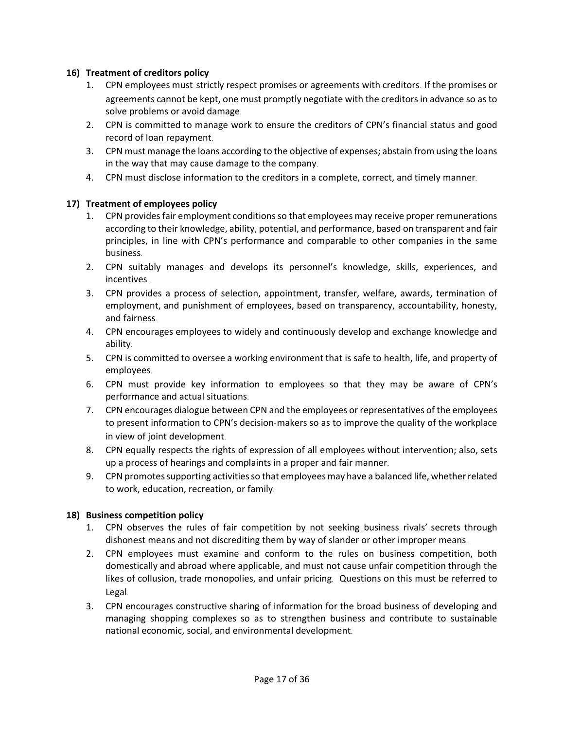**16) Treatment of creditors policy**

1. CPN employees must strictly respect promises or agreements with creditors. If the promises or agreements cannot be kept, one must promptly negotiate with the creditors in advance so as to solve problems or avoid damage.
2. CPN is committed to manage work to ensure the creditors of CPN's financial status and good record of loan repayment.
3. CPN must manage the loans according to the objective of expenses; abstain from using the loans in the way that may cause damage to the company.
4. CPN must disclose information to the creditors in a complete, correct, and timely manner.

**17) Treatment of employees policy**

1. CPN provides fair employment conditions so that employees may receive proper remunerations according to their knowledge, ability, potential, and performance, based on transparent and fair principles, in line with CPN's performance and comparable to other companies in the same business.
2. CPN suitably manages and develops its personnel's knowledge, skills, experiences, and incentives.
3. CPN provides a process of selection, appointment, transfer, welfare, awards, termination of employment, and punishment of employees, based on transparency, accountability, honesty, and fairness.
4. CPN encourages employees to widely and continuously develop and exchange knowledge and ability.
5. CPN is committed to oversee a working environment that is safe to health, life, and property of employees.
6. CPN must provide key information to employees so that they may be aware of CPN's performance and actual situations.
7. CPN encourages dialogue between CPN and the employees or representatives of the employees to present information to CPN's decision-makers so as to improve the quality of the workplace in view of joint development.
8. CPN equally respects the rights of expression of all employees without intervention; also, sets up a process of hearings and complaints in a proper and fair manner.
9. CPN promotes supporting activities so that employees may have a balanced life, whether related to work, education, recreation, or family.

**18) Business competition policy**

1. CPN observes the rules of fair competition by not seeking business rivals' secrets through dishonest means and not discrediting them by way of slander or other improper means.
2. CPN employees must examine and conform to the rules on business competition, both domestically and abroad where applicable, and must not cause unfair competition through the likes of collusion, trade monopolies, and unfair pricing. Questions on this must be referred to Legal.
3. CPN encourages constructive sharing of information for the broad business of developing and managing shopping complexes so as to strengthen business and contribute to sustainable national economic, social, and environmental development.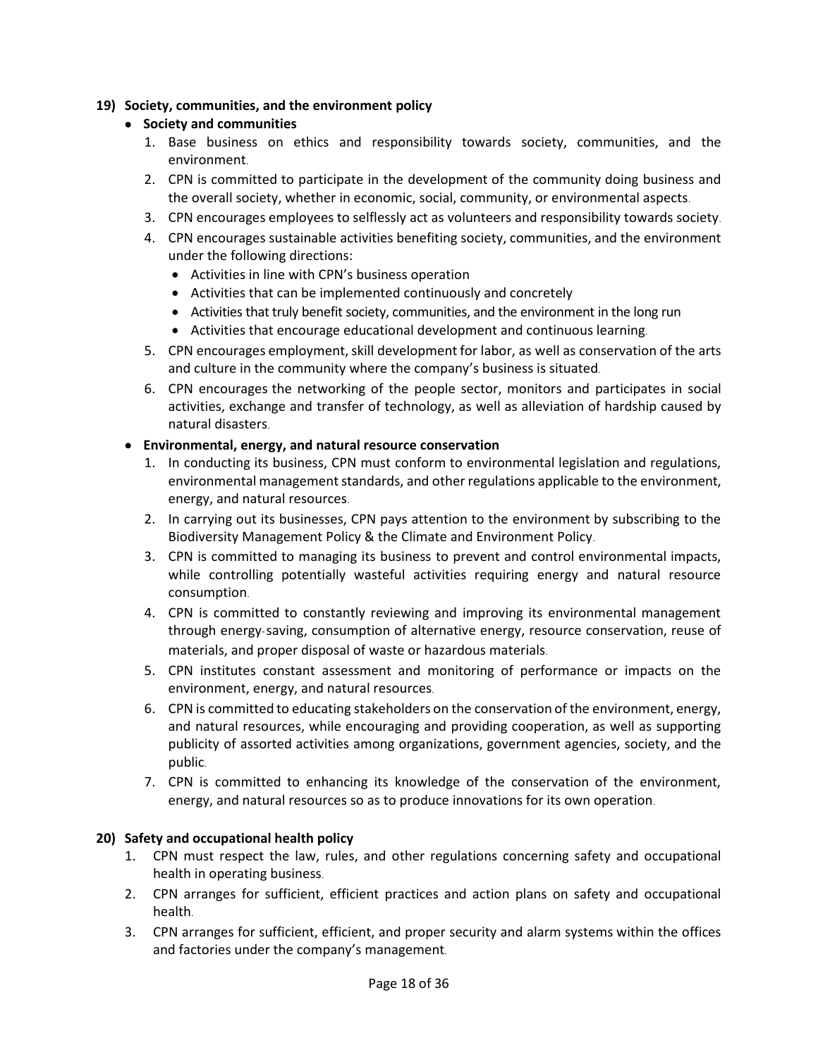## 19) Society, communities, and the environment policy

- **Society and communities**
  1. Base business on ethics and responsibility towards society, communities, and the environment.
  2. CPN is committed to participate in the development of the community doing business and the overall society, whether in economic, social, community, or environmental aspects.
  3. CPN encourages employees to selflessly act as volunteers and responsibility towards society.
  4. CPN encourages sustainable activities benefiting society, communities, and the environment under the following directions:
     - Activities in line with CPN's business operation
     - Activities that can be implemented continuously and concretely
     - Activities that truly benefit society, communities, and the environment in the long run
     - Activities that encourage educational development and continuous learning.
  5. CPN encourages employment, skill development for labor, as well as conservation of the arts and culture in the community where the company's business is situated.
  6. CPN encourages the networking of the people sector, monitors and participates in social activities, exchange and transfer of technology, as well as alleviation of hardship caused by natural disasters.

- **Environmental, energy, and natural resource conservation**
  1. In conducting its business, CPN must conform to environmental legislation and regulations, environmental management standards, and other regulations applicable to the environment, energy, and natural resources.
  2. In carrying out its businesses, CPN pays attention to the environment by subscribing to the Biodiversity Management Policy & the Climate and Environment Policy.
  3. CPN is committed to managing its business to prevent and control environmental impacts, while controlling potentially wasteful activities requiring energy and natural resource consumption.
  4. CPN is committed to constantly reviewing and improving its environmental management through energy-saving, consumption of alternative energy, resource conservation, reuse of materials, and proper disposal of waste or hazardous materials.
  5. CPN institutes constant assessment and monitoring of performance or impacts on the environment, energy, and natural resources.
  6. CPN is committed to educating stakeholders on the conservation of the environment, energy, and natural resources, while encouraging and providing cooperation, as well as supporting publicity of assorted activities among organizations, government agencies, society, and the public.
  7. CPN is committed to enhancing its knowledge of the conservation of the environment, energy, and natural resources so as to produce innovations for its own operation.

## 20) Safety and occupational health policy

1. CPN must respect the law, rules, and other regulations concerning safety and occupational health in operating business.
2. CPN arranges for sufficient, efficient practices and action plans on safety and occupational health.
3. CPN arranges for sufficient, efficient, and proper security and alarm systems within the offices and factories under the company's management.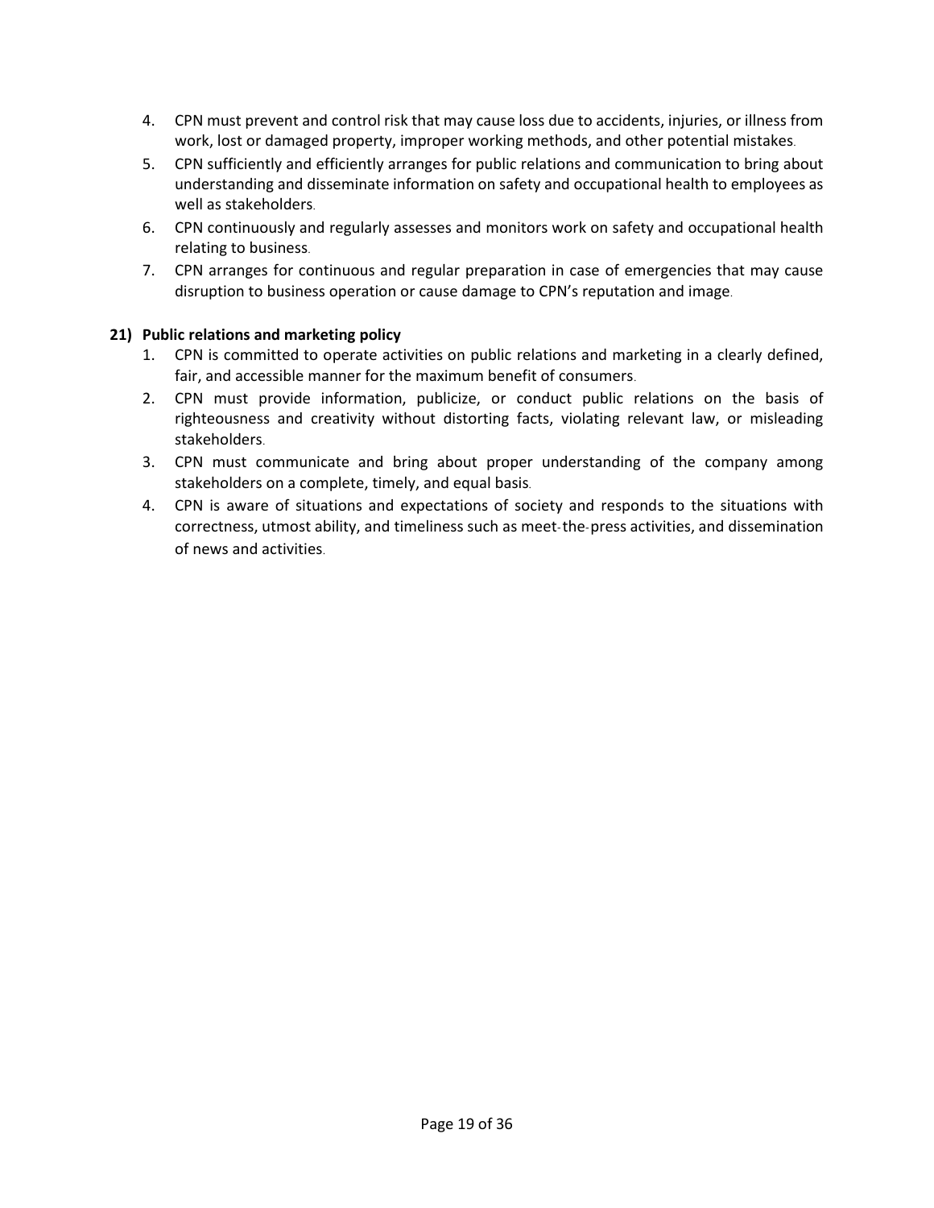4. CPN must prevent and control risk that may cause loss due to accidents, injuries, or illness from work, lost or damaged property, improper working methods, and other potential mistakes.
5. CPN sufficiently and efficiently arranges for public relations and communication to bring about understanding and disseminate information on safety and occupational health to employees as well as stakeholders.
6. CPN continuously and regularly assesses and monitors work on safety and occupational health relating to business.
7. CPN arranges for continuous and regular preparation in case of emergencies that may cause disruption to business operation or cause damage to CPN's reputation and image.

**21) Public relations and marketing policy**

1. CPN is committed to operate activities on public relations and marketing in a clearly defined, fair, and accessible manner for the maximum benefit of consumers.
2. CPN must provide information, publicize, or conduct public relations on the basis of righteousness and creativity without distorting facts, violating relevant law, or misleading stakeholders.
3. CPN must communicate and bring about proper understanding of the company among stakeholders on a complete, timely, and equal basis.
4. CPN is aware of situations and expectations of society and responds to the situations with correctness, utmost ability, and timeliness such as meet-the-press activities, and dissemination of news and activities.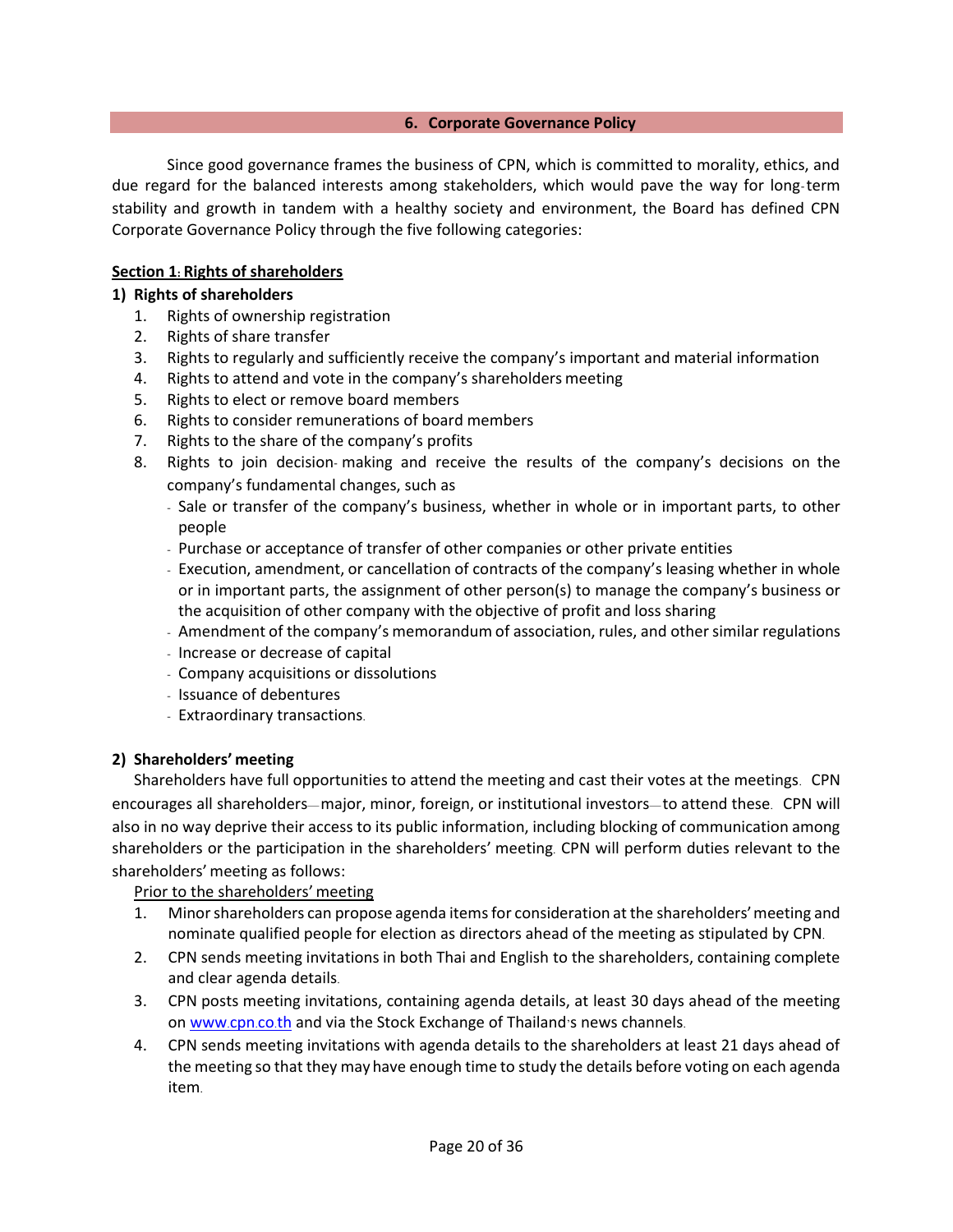## 6. Corporate Governance Policy

Since good governance frames the business of CPN, which is committed to morality, ethics, and due regard for the balanced interests among stakeholders, which would pave the way for long-term stability and growth in tandem with a healthy society and environment, the Board has defined CPN Corporate Governance Policy through the five following categories:

### <u>Section 1: Rights of shareholders</u>

**1) Rights of shareholders**

1. Rights of ownership registration
2. Rights of share transfer
3. Rights to regularly and sufficiently receive the company's important and material information
4. Rights to attend and vote in the company's shareholders meeting
5. Rights to elect or remove board members
6. Rights to consider remunerations of board members
7. Rights to the share of the company's profits
8. Rights to join decision-making and receive the results of the company's decisions on the company's fundamental changes, such as
   - Sale or transfer of the company's business, whether in whole or in important parts, to other people
   - Purchase or acceptance of transfer of other companies or other private entities
   - Execution, amendment, or cancellation of contracts of the company's leasing whether in whole or in important parts, the assignment of other person(s) to manage the company's business or the acquisition of other company with the objective of profit and loss sharing
   - Amendment of the company's memorandum of association, rules, and other similar regulations
   - Increase or decrease of capital
   - Company acquisitions or dissolutions
   - Issuance of debentures
   - Extraordinary transactions.

**2) Shareholders' meeting**

Shareholders have full opportunities to attend the meeting and cast their votes at the meetings. CPN encourages all shareholders—major, minor, foreign, or institutional investors—to attend these. CPN will also in no way deprive their access to its public information, including blocking of communication among shareholders or the participation in the shareholders' meeting. CPN will perform duties relevant to the shareholders' meeting as follows:

<u>Prior to the shareholders' meeting</u>

1. Minor shareholders can propose agenda items for consideration at the shareholders' meeting and nominate qualified people for election as directors ahead of the meeting as stipulated by CPN.
2. CPN sends meeting invitations in both Thai and English to the shareholders, containing complete and clear agenda details.
3. CPN posts meeting invitations, containing agenda details, at least 30 days ahead of the meeting on www.cpn.co.th and via the Stock Exchange of Thailand's news channels.
4. CPN sends meeting invitations with agenda details to the shareholders at least 21 days ahead of the meeting so that they may have enough time to study the details before voting on each agenda item.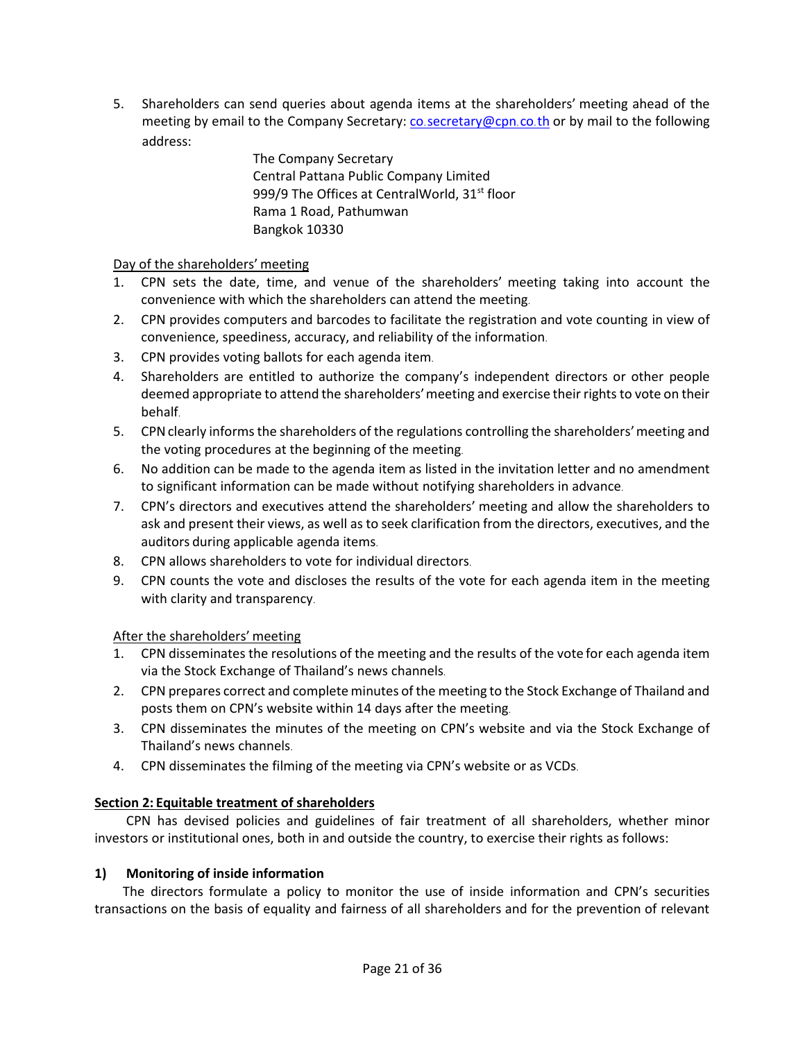5. Shareholders can send queries about agenda items at the shareholders' meeting ahead of the meeting by email to the Company Secretary: co.secretary@cpn.co.th or by mail to the following address:

    The Company Secretary
    Central Pattana Public Company Limited
    999/9 The Offices at CentralWorld, 31st floor
    Rama 1 Road, Pathumwan
    Bangkok 10330

Day of the shareholders' meeting

1. CPN sets the date, time, and venue of the shareholders' meeting taking into account the convenience with which the shareholders can attend the meeting.
2. CPN provides computers and barcodes to facilitate the registration and vote counting in view of convenience, speediness, accuracy, and reliability of the information.
3. CPN provides voting ballots for each agenda item.
4. Shareholders are entitled to authorize the company's independent directors or other people deemed appropriate to attend the shareholders' meeting and exercise their rights to vote on their behalf.
5. CPN clearly informs the shareholders of the regulations controlling the shareholders' meeting and the voting procedures at the beginning of the meeting.
6. No addition can be made to the agenda item as listed in the invitation letter and no amendment to significant information can be made without notifying shareholders in advance.
7. CPN's directors and executives attend the shareholders' meeting and allow the shareholders to ask and present their views, as well as to seek clarification from the directors, executives, and the auditors during applicable agenda items.
8. CPN allows shareholders to vote for individual directors.
9. CPN counts the vote and discloses the results of the vote for each agenda item in the meeting with clarity and transparency.

After the shareholders' meeting

1. CPN disseminates the resolutions of the meeting and the results of the vote for each agenda item via the Stock Exchange of Thailand's news channels.
2. CPN prepares correct and complete minutes of the meeting to the Stock Exchange of Thailand and posts them on CPN's website within 14 days after the meeting.
3. CPN disseminates the minutes of the meeting on CPN's website and via the Stock Exchange of Thailand's news channels.
4. CPN disseminates the filming of the meeting via CPN's website or as VCDs.

**Section 2: Equitable treatment of shareholders**

CPN has devised policies and guidelines of fair treatment of all shareholders, whether minor investors or institutional ones, both in and outside the country, to exercise their rights as follows:

**1) Monitoring of inside information**

The directors formulate a policy to monitor the use of inside information and CPN's securities transactions on the basis of equality and fairness of all shareholders and for the prevention of relevant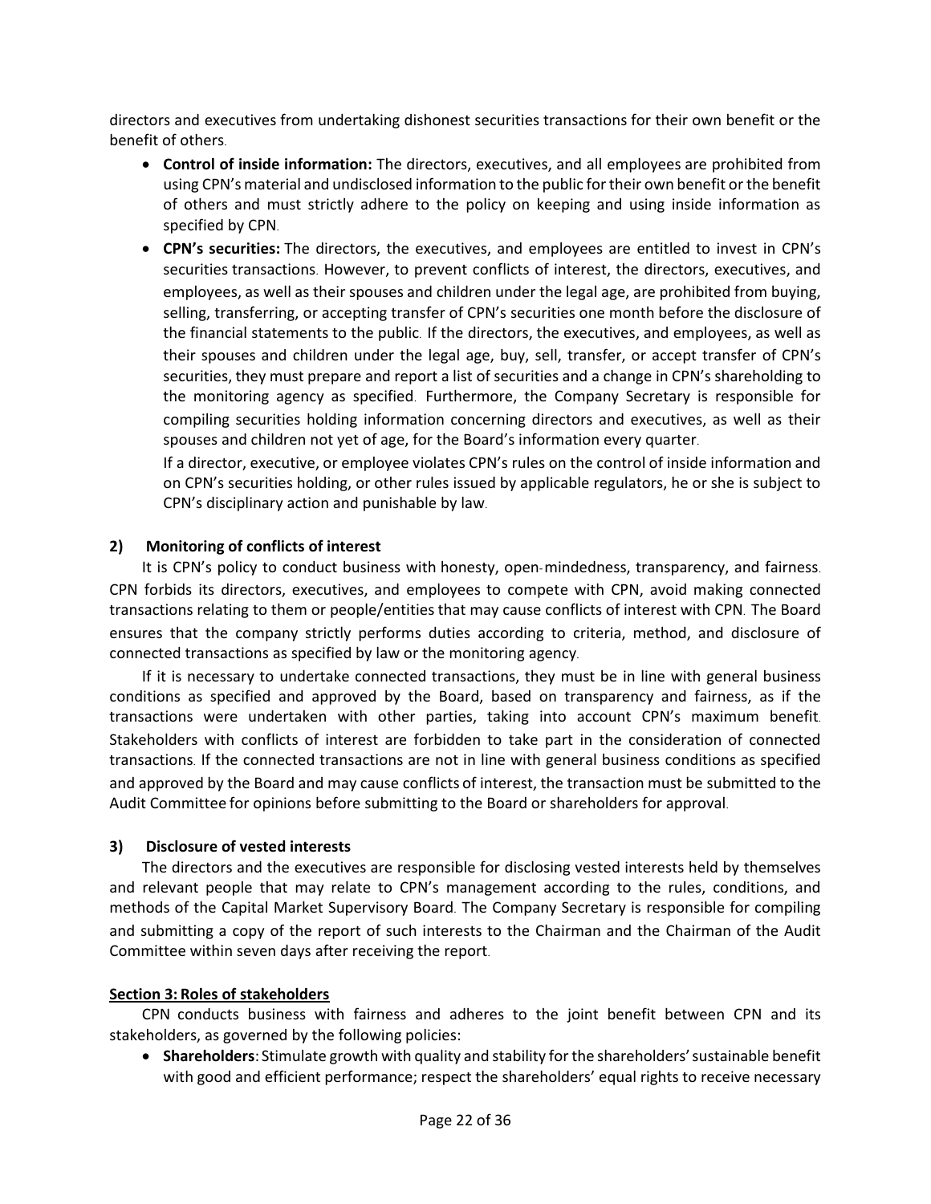directors and executives from undertaking dishonest securities transactions for their own benefit or the benefit of others.

- **Control of inside information:** The directors, executives, and all employees are prohibited from using CPN's material and undisclosed information to the public for their own benefit or the benefit of others and must strictly adhere to the policy on keeping and using inside information as specified by CPN.
- **CPN's securities:** The directors, the executives, and employees are entitled to invest in CPN's securities transactions. However, to prevent conflicts of interest, the directors, executives, and employees, as well as their spouses and children under the legal age, are prohibited from buying, selling, transferring, or accepting transfer of CPN's securities one month before the disclosure of the financial statements to the public. If the directors, the executives, and employees, as well as their spouses and children under the legal age, buy, sell, transfer, or accept transfer of CPN's securities, they must prepare and report a list of securities and a change in CPN's shareholding to the monitoring agency as specified. Furthermore, the Company Secretary is responsible for compiling securities holding information concerning directors and executives, as well as their spouses and children not yet of age, for the Board's information every quarter.

  If a director, executive, or employee violates CPN's rules on the control of inside information and on CPN's securities holding, or other rules issued by applicable regulators, he or she is subject to CPN's disciplinary action and punishable by law.

**2) Monitoring of conflicts of interest**

It is CPN's policy to conduct business with honesty, open-mindedness, transparency, and fairness. CPN forbids its directors, executives, and employees to compete with CPN, avoid making connected transactions relating to them or people/entities that may cause conflicts of interest with CPN. The Board ensures that the company strictly performs duties according to criteria, method, and disclosure of connected transactions as specified by law or the monitoring agency.

If it is necessary to undertake connected transactions, they must be in line with general business conditions as specified and approved by the Board, based on transparency and fairness, as if the transactions were undertaken with other parties, taking into account CPN's maximum benefit. Stakeholders with conflicts of interest are forbidden to take part in the consideration of connected transactions. If the connected transactions are not in line with general business conditions as specified and approved by the Board and may cause conflicts of interest, the transaction must be submitted to the Audit Committee for opinions before submitting to the Board or shareholders for approval.

**3) Disclosure of vested interests**

The directors and the executives are responsible for disclosing vested interests held by themselves and relevant people that may relate to CPN's management according to the rules, conditions, and methods of the Capital Market Supervisory Board. The Company Secretary is responsible for compiling and submitting a copy of the report of such interests to the Chairman and the Chairman of the Audit Committee within seven days after receiving the report.

**Section 3: Roles of stakeholders**

CPN conducts business with fairness and adheres to the joint benefit between CPN and its stakeholders, as governed by the following policies:

- **Shareholders:** Stimulate growth with quality and stability for the shareholders' sustainable benefit with good and efficient performance; respect the shareholders' equal rights to receive necessary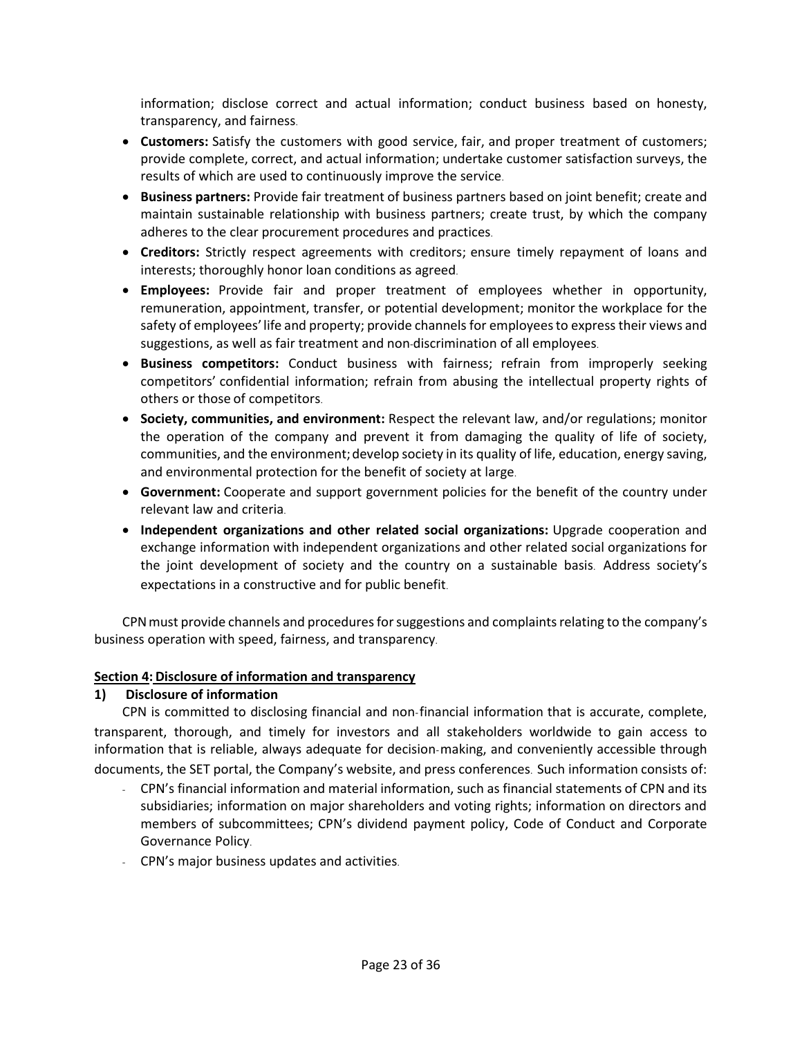information; disclose correct and actual information; conduct business based on honesty, transparency, and fairness.

- **Customers:** Satisfy the customers with good service, fair, and proper treatment of customers; provide complete, correct, and actual information; undertake customer satisfaction surveys, the results of which are used to continuously improve the service.
- **Business partners:** Provide fair treatment of business partners based on joint benefit; create and maintain sustainable relationship with business partners; create trust, by which the company adheres to the clear procurement procedures and practices.
- **Creditors:** Strictly respect agreements with creditors; ensure timely repayment of loans and interests; thoroughly honor loan conditions as agreed.
- **Employees:** Provide fair and proper treatment of employees whether in opportunity, remuneration, appointment, transfer, or potential development; monitor the workplace for the safety of employees' life and property; provide channels for employees to express their views and suggestions, as well as fair treatment and non-discrimination of all employees.
- **Business competitors:** Conduct business with fairness; refrain from improperly seeking competitors' confidential information; refrain from abusing the intellectual property rights of others or those of competitors.
- **Society, communities, and environment:** Respect the relevant law, and/or regulations; monitor the operation of the company and prevent it from damaging the quality of life of society, communities, and the environment; develop society in its quality of life, education, energy saving, and environmental protection for the benefit of society at large.
- **Government:** Cooperate and support government policies for the benefit of the country under relevant law and criteria.
- **Independent organizations and other related social organizations:** Upgrade cooperation and exchange information with independent organizations and other related social organizations for the joint development of society and the country on a sustainable basis. Address society's expectations in a constructive and for public benefit.

CPN must provide channels and procedures for suggestions and complaints relating to the company's business operation with speed, fairness, and transparency.

## Section 4: Disclosure of information and transparency

### 1) Disclosure of information

CPN is committed to disclosing financial and non-financial information that is accurate, complete, transparent, thorough, and timely for investors and all stakeholders worldwide to gain access to information that is reliable, always adequate for decision-making, and conveniently accessible through documents, the SET portal, the Company's website, and press conferences. Such information consists of:

- CPN's financial information and material information, such as financial statements of CPN and its subsidiaries; information on major shareholders and voting rights; information on directors and members of subcommittees; CPN's dividend payment policy, Code of Conduct and Corporate Governance Policy.
- CPN's major business updates and activities.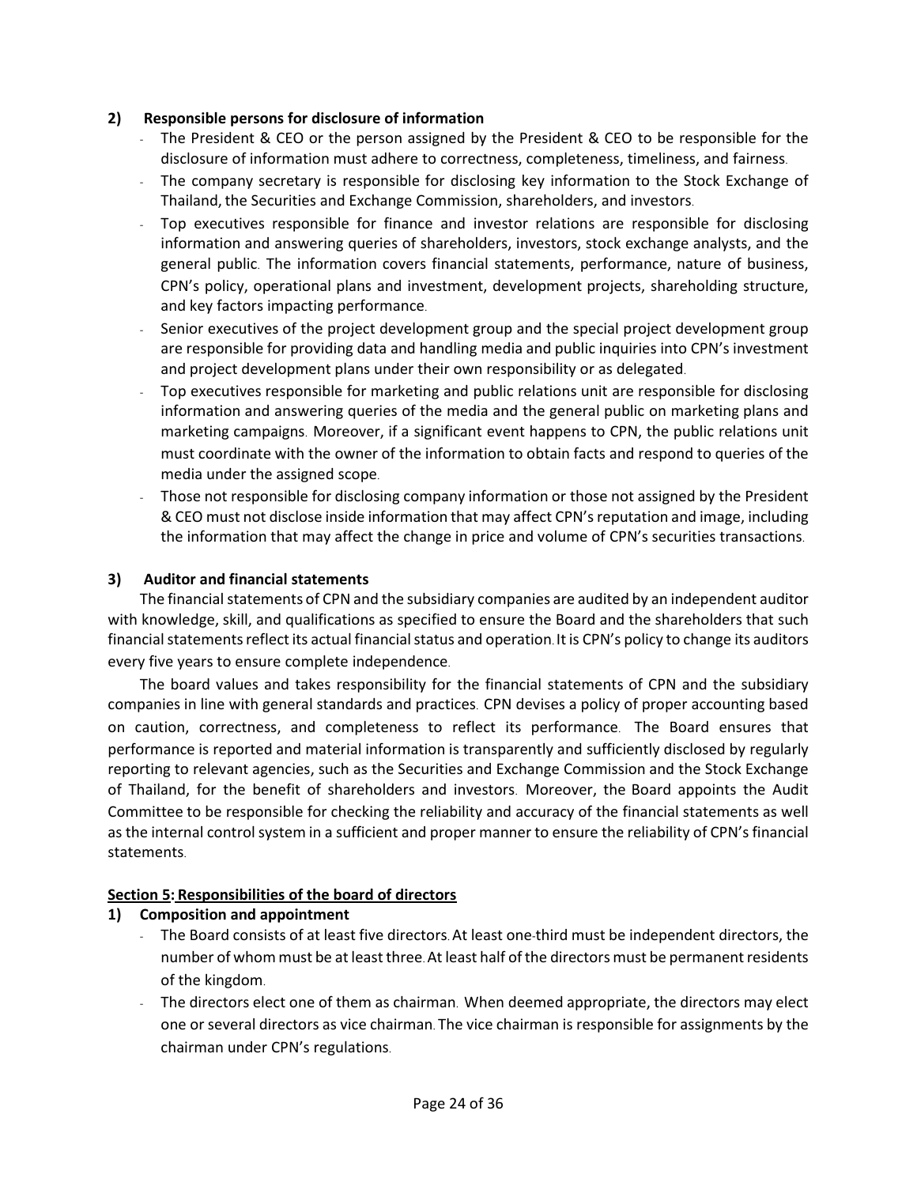**2) Responsible persons for disclosure of information**

- The President & CEO or the person assigned by the President & CEO to be responsible for the disclosure of information must adhere to correctness, completeness, timeliness, and fairness.
- The company secretary is responsible for disclosing key information to the Stock Exchange of Thailand, the Securities and Exchange Commission, shareholders, and investors.
- Top executives responsible for finance and investor relations are responsible for disclosing information and answering queries of shareholders, investors, stock exchange analysts, and the general public. The information covers financial statements, performance, nature of business, CPN's policy, operational plans and investment, development projects, shareholding structure, and key factors impacting performance.
- Senior executives of the project development group and the special project development group are responsible for providing data and handling media and public inquiries into CPN's investment and project development plans under their own responsibility or as delegated.
- Top executives responsible for marketing and public relations unit are responsible for disclosing information and answering queries of the media and the general public on marketing plans and marketing campaigns. Moreover, if a significant event happens to CPN, the public relations unit must coordinate with the owner of the information to obtain facts and respond to queries of the media under the assigned scope.
- Those not responsible for disclosing company information or those not assigned by the President & CEO must not disclose inside information that may affect CPN's reputation and image, including the information that may affect the change in price and volume of CPN's securities transactions.

**3) Auditor and financial statements**

The financial statements of CPN and the subsidiary companies are audited by an independent auditor with knowledge, skill, and qualifications as specified to ensure the Board and the shareholders that such financial statements reflect its actual financial status and operation. It is CPN's policy to change its auditors every five years to ensure complete independence.

The board values and takes responsibility for the financial statements of CPN and the subsidiary companies in line with general standards and practices. CPN devises a policy of proper accounting based on caution, correctness, and completeness to reflect its performance. The Board ensures that performance is reported and material information is transparently and sufficiently disclosed by regularly reporting to relevant agencies, such as the Securities and Exchange Commission and the Stock Exchange of Thailand, for the benefit of shareholders and investors. Moreover, the Board appoints the Audit Committee to be responsible for checking the reliability and accuracy of the financial statements as well as the internal control system in a sufficient and proper manner to ensure the reliability of CPN's financial statements.

## Section 5: Responsibilities of the board of directors

**1) Composition and appointment**

- The Board consists of at least five directors. At least one-third must be independent directors, the number of whom must be at least three. At least half of the directors must be permanent residents of the kingdom.
- The directors elect one of them as chairman. When deemed appropriate, the directors may elect one or several directors as vice chairman. The vice chairman is responsible for assignments by the chairman under CPN's regulations.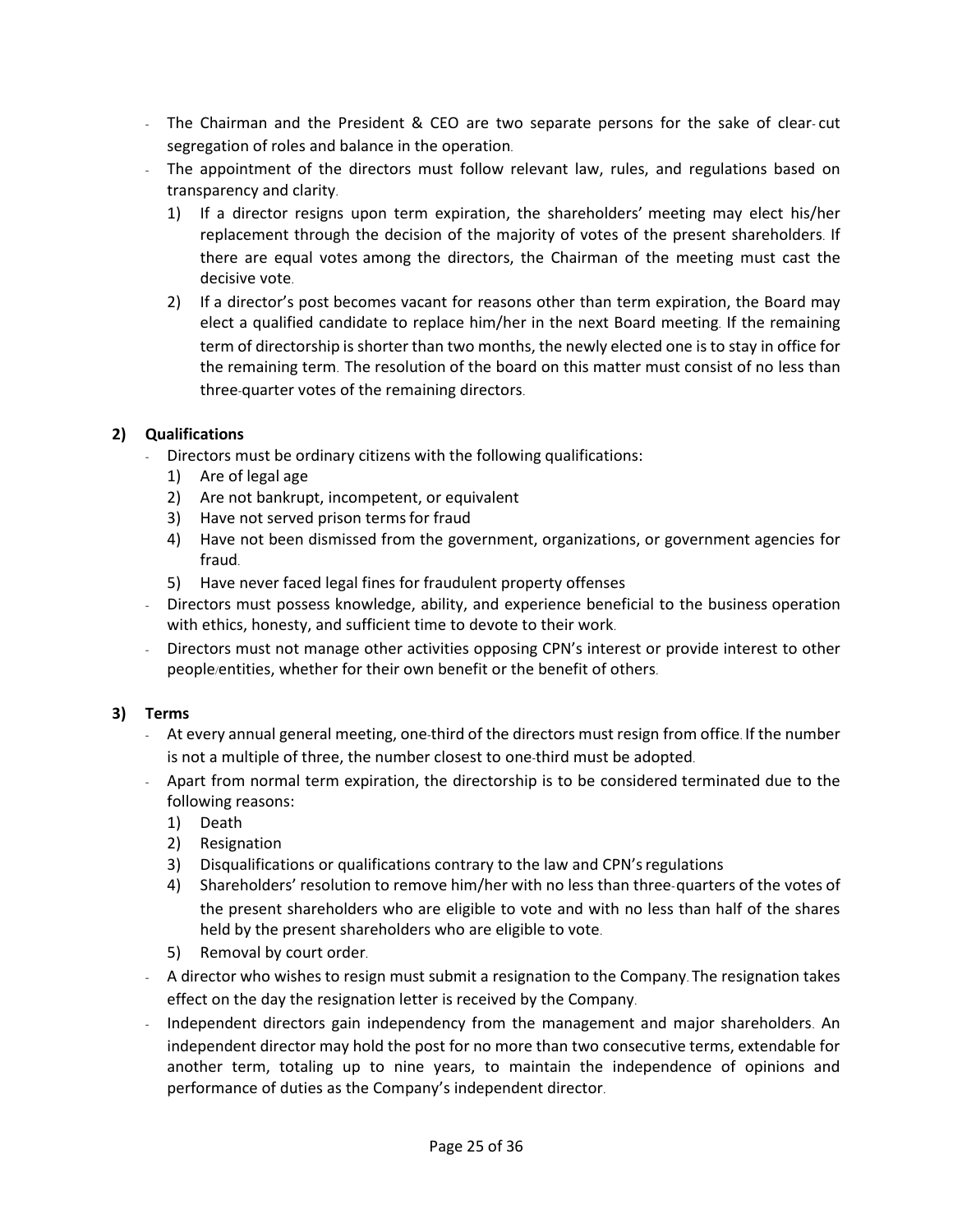- The Chairman and the President & CEO are two separate persons for the sake of clear-cut segregation of roles and balance in the operation.
- The appointment of the directors must follow relevant law, rules, and regulations based on transparency and clarity.
  1) If a director resigns upon term expiration, the shareholders' meeting may elect his/her replacement through the decision of the majority of votes of the present shareholders. If there are equal votes among the directors, the Chairman of the meeting must cast the decisive vote.
  2) If a director's post becomes vacant for reasons other than term expiration, the Board may elect a qualified candidate to replace him/her in the next Board meeting. If the remaining term of directorship is shorter than two months, the newly elected one is to stay in office for the remaining term. The resolution of the board on this matter must consist of no less than three-quarter votes of the remaining directors.

**2) Qualifications**

- Directors must be ordinary citizens with the following qualifications:
  1) Are of legal age
  2) Are not bankrupt, incompetent, or equivalent
  3) Have not served prison terms for fraud
  4) Have not been dismissed from the government, organizations, or government agencies for fraud.
  5) Have never faced legal fines for fraudulent property offenses
- Directors must possess knowledge, ability, and experience beneficial to the business operation with ethics, honesty, and sufficient time to devote to their work.
- Directors must not manage other activities opposing CPN's interest or provide interest to other people/entities, whether for their own benefit or the benefit of others.

**3) Terms**

- At every annual general meeting, one-third of the directors must resign from office. If the number is not a multiple of three, the number closest to one-third must be adopted.
- Apart from normal term expiration, the directorship is to be considered terminated due to the following reasons:
  1) Death
  2) Resignation
  3) Disqualifications or qualifications contrary to the law and CPN's regulations
  4) Shareholders' resolution to remove him/her with no less than three-quarters of the votes of the present shareholders who are eligible to vote and with no less than half of the shares held by the present shareholders who are eligible to vote.
  5) Removal by court order.
- A director who wishes to resign must submit a resignation to the Company. The resignation takes effect on the day the resignation letter is received by the Company.
- Independent directors gain independency from the management and major shareholders. An independent director may hold the post for no more than two consecutive terms, extendable for another term, totaling up to nine years, to maintain the independence of opinions and performance of duties as the Company's independent director.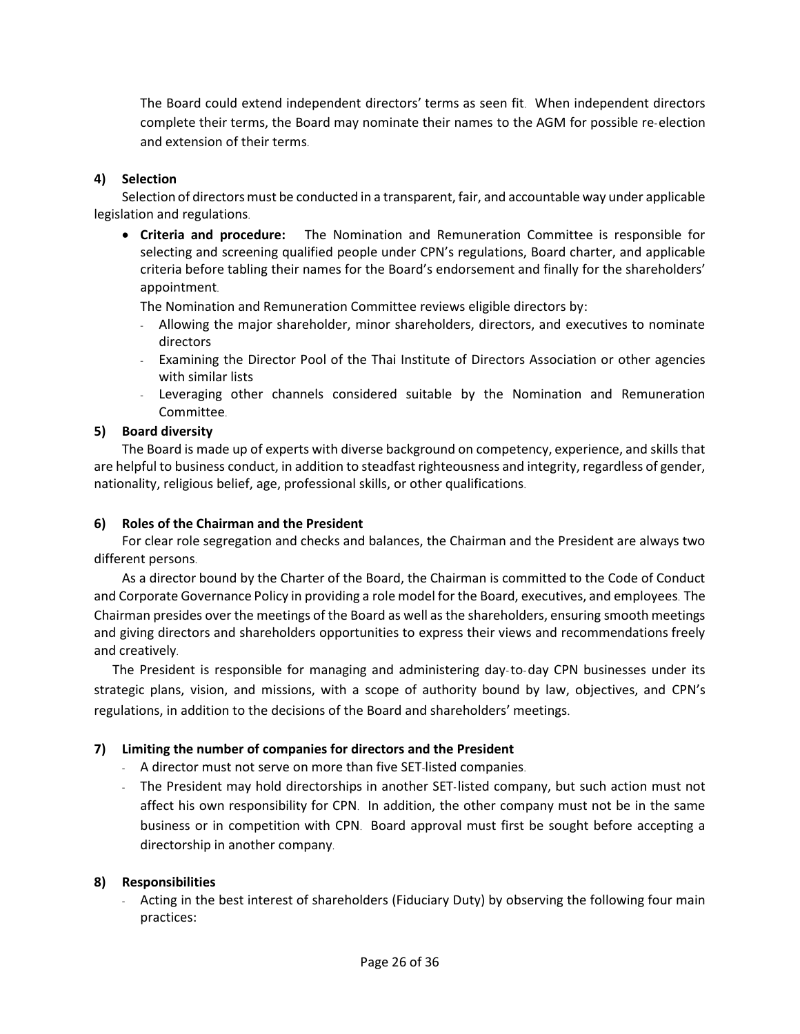The Board could extend independent directors' terms as seen fit. When independent directors complete their terms, the Board may nominate their names to the AGM for possible re-election and extension of their terms.

**4) Selection**

Selection of directors must be conducted in a transparent, fair, and accountable way under applicable legislation and regulations.

- **Criteria and procedure:** The Nomination and Remuneration Committee is responsible for selecting and screening qualified people under CPN's regulations, Board charter, and applicable criteria before tabling their names for the Board's endorsement and finally for the shareholders' appointment.

  The Nomination and Remuneration Committee reviews eligible directors by:
  - Allowing the major shareholder, minor shareholders, directors, and executives to nominate directors
  - Examining the Director Pool of the Thai Institute of Directors Association or other agencies with similar lists
  - Leveraging other channels considered suitable by the Nomination and Remuneration Committee.

**5) Board diversity**

The Board is made up of experts with diverse background on competency, experience, and skills that are helpful to business conduct, in addition to steadfast righteousness and integrity, regardless of gender, nationality, religious belief, age, professional skills, or other qualifications.

**6) Roles of the Chairman and the President**

For clear role segregation and checks and balances, the Chairman and the President are always two different persons.

As a director bound by the Charter of the Board, the Chairman is committed to the Code of Conduct and Corporate Governance Policy in providing a role model for the Board, executives, and employees. The Chairman presides over the meetings of the Board as well as the shareholders, ensuring smooth meetings and giving directors and shareholders opportunities to express their views and recommendations freely and creatively.

The President is responsible for managing and administering day-to-day CPN businesses under its strategic plans, vision, and missions, with a scope of authority bound by law, objectives, and CPN's regulations, in addition to the decisions of the Board and shareholders' meetings.

**7) Limiting the number of companies for directors and the President**

- A director must not serve on more than five SET-listed companies.
- The President may hold directorships in another SET-listed company, but such action must not affect his own responsibility for CPN. In addition, the other company must not be in the same business or in competition with CPN. Board approval must first be sought before accepting a directorship in another company.

**8) Responsibilities**

- Acting in the best interest of shareholders (Fiduciary Duty) by observing the following four main practices: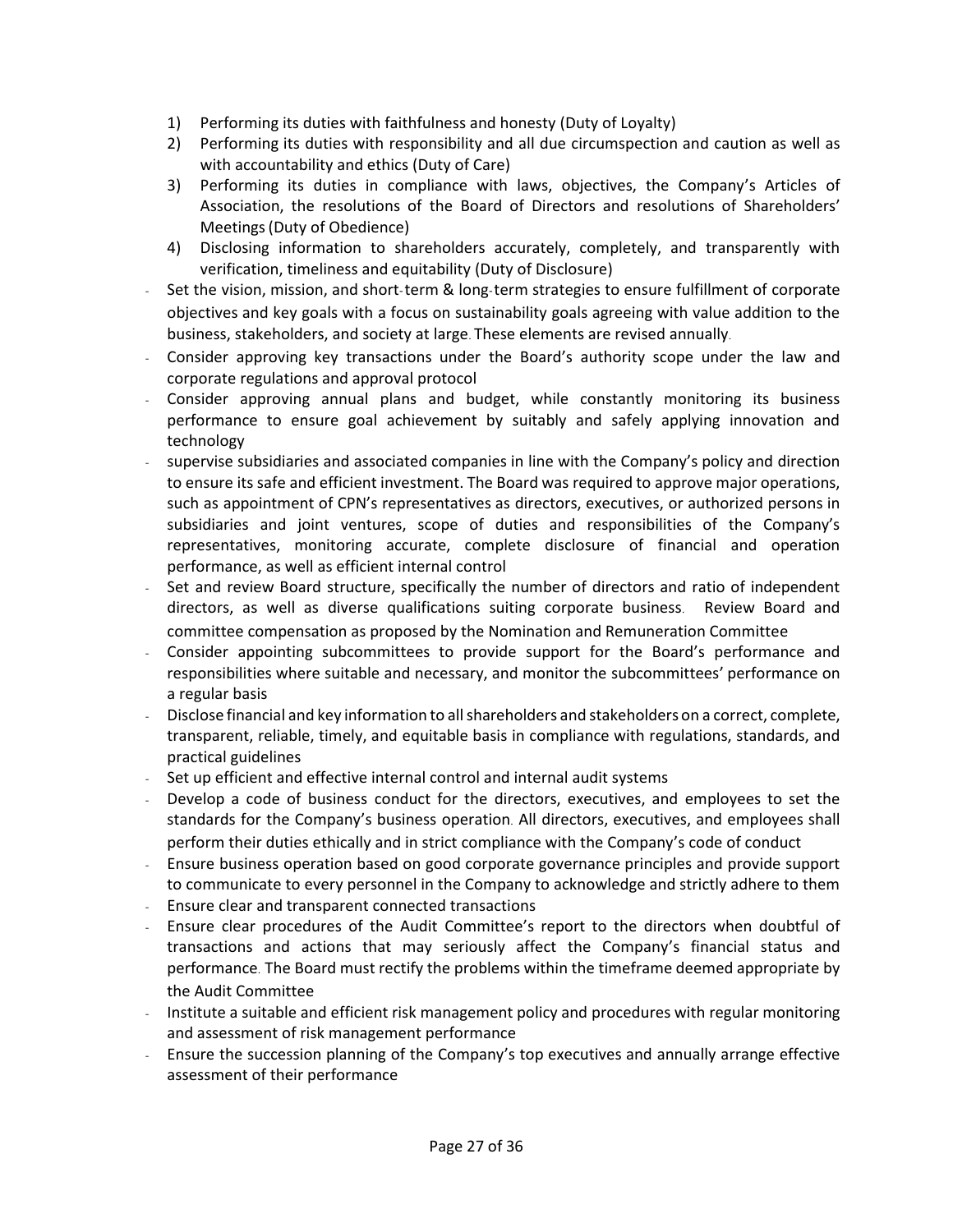1) Performing its duties with faithfulness and honesty (Duty of Loyalty)
2) Performing its duties with responsibility and all due circumspection and caution as well as with accountability and ethics (Duty of Care)
3) Performing its duties in compliance with laws, objectives, the Company's Articles of Association, the resolutions of the Board of Directors and resolutions of Shareholders' Meetings (Duty of Obedience)
4) Disclosing information to shareholders accurately, completely, and transparently with verification, timeliness and equitability (Duty of Disclosure)

- Set the vision, mission, and short-term & long-term strategies to ensure fulfillment of corporate objectives and key goals with a focus on sustainability goals agreeing with value addition to the business, stakeholders, and society at large. These elements are revised annually.
- Consider approving key transactions under the Board's authority scope under the law and corporate regulations and approval protocol
- Consider approving annual plans and budget, while constantly monitoring its business performance to ensure goal achievement by suitably and safely applying innovation and technology
- supervise subsidiaries and associated companies in line with the Company's policy and direction to ensure its safe and efficient investment. The Board was required to approve major operations, such as appointment of CPN's representatives as directors, executives, or authorized persons in subsidiaries and joint ventures, scope of duties and responsibilities of the Company's representatives, monitoring accurate, complete disclosure of financial and operation performance, as well as efficient internal control
- Set and review Board structure, specifically the number of directors and ratio of independent directors, as well as diverse qualifications suiting corporate business. Review Board and committee compensation as proposed by the Nomination and Remuneration Committee
- Consider appointing subcommittees to provide support for the Board's performance and responsibilities where suitable and necessary, and monitor the subcommittees' performance on a regular basis
- Disclose financial and key information to all shareholders and stakeholders on a correct, complete, transparent, reliable, timely, and equitable basis in compliance with regulations, standards, and practical guidelines
- Set up efficient and effective internal control and internal audit systems
- Develop a code of business conduct for the directors, executives, and employees to set the standards for the Company's business operation. All directors, executives, and employees shall perform their duties ethically and in strict compliance with the Company's code of conduct
- Ensure business operation based on good corporate governance principles and provide support to communicate to every personnel in the Company to acknowledge and strictly adhere to them
- Ensure clear and transparent connected transactions
- Ensure clear procedures of the Audit Committee's report to the directors when doubtful of transactions and actions that may seriously affect the Company's financial status and performance. The Board must rectify the problems within the timeframe deemed appropriate by the Audit Committee
- Institute a suitable and efficient risk management policy and procedures with regular monitoring and assessment of risk management performance
- Ensure the succession planning of the Company's top executives and annually arrange effective assessment of their performance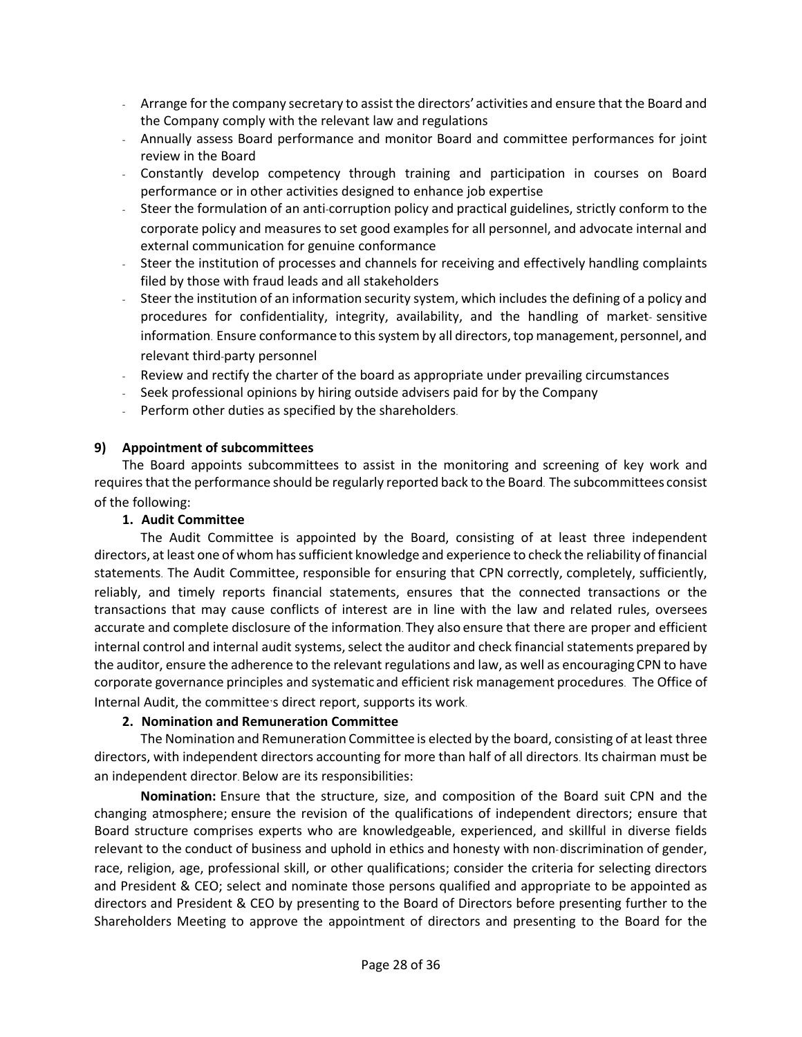- Arrange for the company secretary to assist the directors' activities and ensure that the Board and the Company comply with the relevant law and regulations
- Annually assess Board performance and monitor Board and committee performances for joint review in the Board
- Constantly develop competency through training and participation in courses on Board performance or in other activities designed to enhance job expertise
- Steer the formulation of an anti-corruption policy and practical guidelines, strictly conform to the corporate policy and measures to set good examples for all personnel, and advocate internal and external communication for genuine conformance
- Steer the institution of processes and channels for receiving and effectively handling complaints filed by those with fraud leads and all stakeholders
- Steer the institution of an information security system, which includes the defining of a policy and procedures for confidentiality, integrity, availability, and the handling of market- sensitive information. Ensure conformance to this system by all directors, top management, personnel, and relevant third-party personnel
- Review and rectify the charter of the board as appropriate under prevailing circumstances
- Seek professional opinions by hiring outside advisers paid for by the Company
- Perform other duties as specified by the shareholders.

**9) Appointment of subcommittees**

The Board appoints subcommittees to assist in the monitoring and screening of key work and requires that the performance should be regularly reported back to the Board. The subcommittees consist of the following:

**1. Audit Committee**

The Audit Committee is appointed by the Board, consisting of at least three independent directors, at least one of whom has sufficient knowledge and experience to check the reliability of financial statements. The Audit Committee, responsible for ensuring that CPN correctly, completely, sufficiently, reliably, and timely reports financial statements, ensures that the connected transactions or the transactions that may cause conflicts of interest are in line with the law and related rules, oversees accurate and complete disclosure of the information. They also ensure that there are proper and efficient internal control and internal audit systems, select the auditor and check financial statements prepared by the auditor, ensure the adherence to the relevant regulations and law, as well as encouraging CPN to have corporate governance principles and systematic and efficient risk management procedures. The Office of Internal Audit, the committee's direct report, supports its work.

**2. Nomination and Remuneration Committee**

The Nomination and Remuneration Committee is elected by the board, consisting of at least three directors, with independent directors accounting for more than half of all directors. Its chairman must be an independent director. Below are its responsibilities:

**Nomination:** Ensure that the structure, size, and composition of the Board suit CPN and the changing atmosphere; ensure the revision of the qualifications of independent directors; ensure that Board structure comprises experts who are knowledgeable, experienced, and skillful in diverse fields relevant to the conduct of business and uphold in ethics and honesty with non-discrimination of gender, race, religion, age, professional skill, or other qualifications; consider the criteria for selecting directors and President & CEO; select and nominate those persons qualified and appropriate to be appointed as directors and President & CEO by presenting to the Board of Directors before presenting further to the Shareholders Meeting to approve the appointment of directors and presenting to the Board for the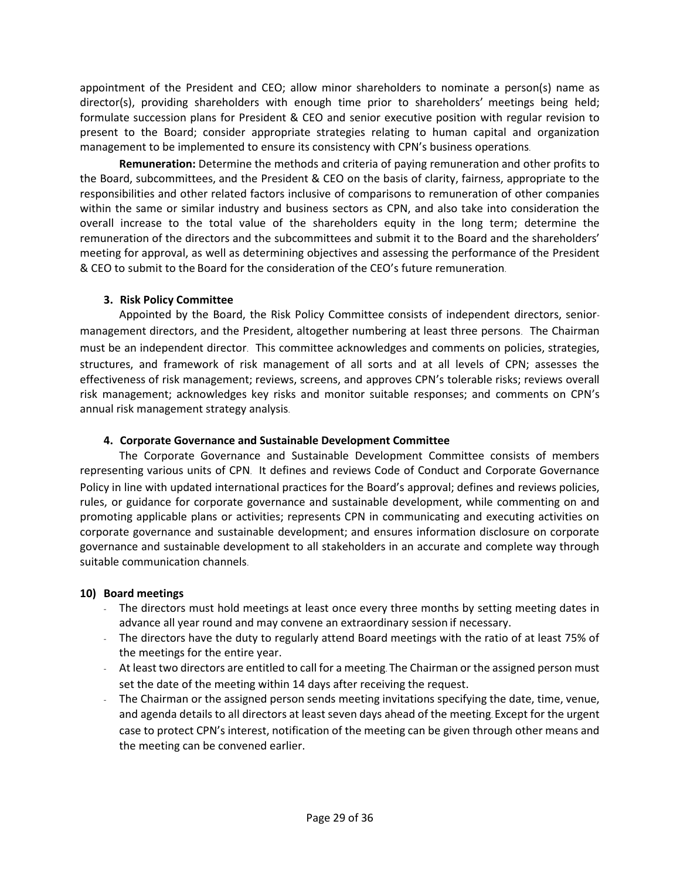appointment of the President and CEO; allow minor shareholders to nominate a person(s) name as director(s), providing shareholders with enough time prior to shareholders' meetings being held; formulate succession plans for President & CEO and senior executive position with regular revision to present to the Board; consider appropriate strategies relating to human capital and organization management to be implemented to ensure its consistency with CPN's business operations.

**Remuneration:** Determine the methods and criteria of paying remuneration and other profits to the Board, subcommittees, and the President & CEO on the basis of clarity, fairness, appropriate to the responsibilities and other related factors inclusive of comparisons to remuneration of other companies within the same or similar industry and business sectors as CPN, and also take into consideration the overall increase to the total value of the shareholders equity in the long term; determine the remuneration of the directors and the subcommittees and submit it to the Board and the shareholders' meeting for approval, as well as determining objectives and assessing the performance of the President & CEO to submit to the Board for the consideration of the CEO's future remuneration.

**3. Risk Policy Committee**

Appointed by the Board, the Risk Policy Committee consists of independent directors, senior-management directors, and the President, altogether numbering at least three persons. The Chairman must be an independent director. This committee acknowledges and comments on policies, strategies, structures, and framework of risk management of all sorts and at all levels of CPN; assesses the effectiveness of risk management; reviews, screens, and approves CPN's tolerable risks; reviews overall risk management; acknowledges key risks and monitor suitable responses; and comments on CPN's annual risk management strategy analysis.

**4. Corporate Governance and Sustainable Development Committee**

The Corporate Governance and Sustainable Development Committee consists of members representing various units of CPN. It defines and reviews Code of Conduct and Corporate Governance Policy in line with updated international practices for the Board's approval; defines and reviews policies, rules, or guidance for corporate governance and sustainable development, while commenting on and promoting applicable plans or activities; represents CPN in communicating and executing activities on corporate governance and sustainable development; and ensures information disclosure on corporate governance and sustainable development to all stakeholders in an accurate and complete way through suitable communication channels.

**10) Board meetings**

- The directors must hold meetings at least once every three months by setting meeting dates in advance all year round and may convene an extraordinary session if necessary.
- The directors have the duty to regularly attend Board meetings with the ratio of at least 75% of the meetings for the entire year.
- At least two directors are entitled to call for a meeting. The Chairman or the assigned person must set the date of the meeting within 14 days after receiving the request.
- The Chairman or the assigned person sends meeting invitations specifying the date, time, venue, and agenda details to all directors at least seven days ahead of the meeting. Except for the urgent case to protect CPN's interest, notification of the meeting can be given through other means and the meeting can be convened earlier.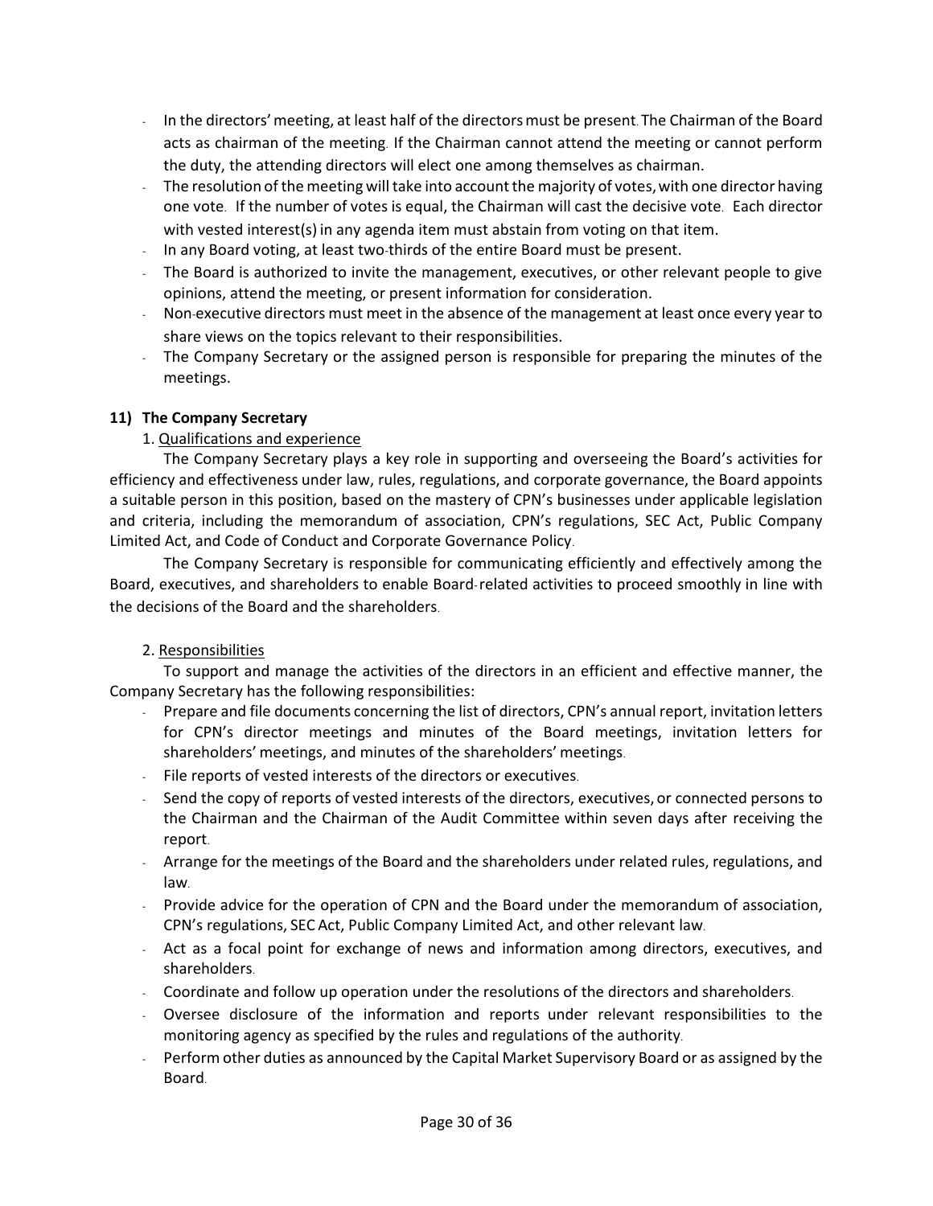- In the directors' meeting, at least half of the directors must be present. The Chairman of the Board acts as chairman of the meeting. If the Chairman cannot attend the meeting or cannot perform the duty, the attending directors will elect one among themselves as chairman.
- The resolution of the meeting will take into account the majority of votes, with one director having one vote. If the number of votes is equal, the Chairman will cast the decisive vote. Each director with vested interest(s) in any agenda item must abstain from voting on that item.
- In any Board voting, at least two-thirds of the entire Board must be present.
- The Board is authorized to invite the management, executives, or other relevant people to give opinions, attend the meeting, or present information for consideration.
- Non-executive directors must meet in the absence of the management at least once every year to share views on the topics relevant to their responsibilities.
- The Company Secretary or the assigned person is responsible for preparing the minutes of the meetings.

**11) The Company Secretary**

1. Qualifications and experience

The Company Secretary plays a key role in supporting and overseeing the Board's activities for efficiency and effectiveness under law, rules, regulations, and corporate governance, the Board appoints a suitable person in this position, based on the mastery of CPN's businesses under applicable legislation and criteria, including the memorandum of association, CPN's regulations, SEC Act, Public Company Limited Act, and Code of Conduct and Corporate Governance Policy.

The Company Secretary is responsible for communicating efficiently and effectively among the Board, executives, and shareholders to enable Board-related activities to proceed smoothly in line with the decisions of the Board and the shareholders.

2. Responsibilities

To support and manage the activities of the directors in an efficient and effective manner, the Company Secretary has the following responsibilities:

- Prepare and file documents concerning the list of directors, CPN's annual report, invitation letters for CPN's director meetings and minutes of the Board meetings, invitation letters for shareholders' meetings, and minutes of the shareholders' meetings.
- File reports of vested interests of the directors or executives.
- Send the copy of reports of vested interests of the directors, executives, or connected persons to the Chairman and the Chairman of the Audit Committee within seven days after receiving the report.
- Arrange for the meetings of the Board and the shareholders under related rules, regulations, and law.
- Provide advice for the operation of CPN and the Board under the memorandum of association, CPN's regulations, SEC Act, Public Company Limited Act, and other relevant law.
- Act as a focal point for exchange of news and information among directors, executives, and shareholders.
- Coordinate and follow up operation under the resolutions of the directors and shareholders.
- Oversee disclosure of the information and reports under relevant responsibilities to the monitoring agency as specified by the rules and regulations of the authority.
- Perform other duties as announced by the Capital Market Supervisory Board or as assigned by the Board.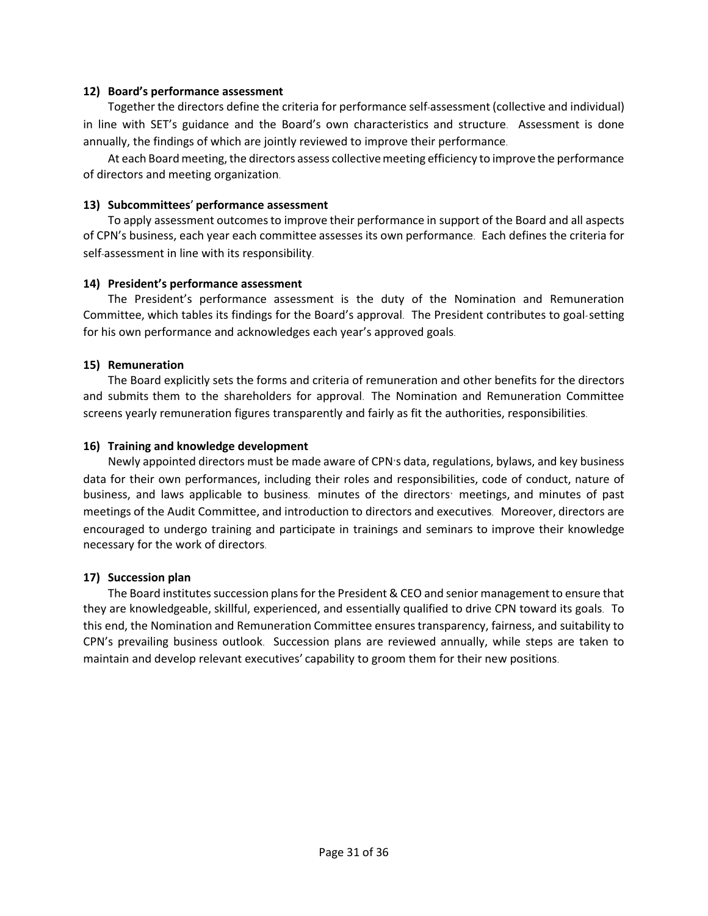**12) Board's performance assessment**

Together the directors define the criteria for performance self-assessment (collective and individual) in line with SET's guidance and the Board's own characteristics and structure. Assessment is done annually, the findings of which are jointly reviewed to improve their performance.

At each Board meeting, the directors assess collective meeting efficiency to improve the performance of directors and meeting organization.

**13) Subcommittees' performance assessment**

To apply assessment outcomes to improve their performance in support of the Board and all aspects of CPN's business, each year each committee assesses its own performance. Each defines the criteria for self-assessment in line with its responsibility.

**14) President's performance assessment**

The President's performance assessment is the duty of the Nomination and Remuneration Committee, which tables its findings for the Board's approval. The President contributes to goal-setting for his own performance and acknowledges each year's approved goals.

**15) Remuneration**

The Board explicitly sets the forms and criteria of remuneration and other benefits for the directors and submits them to the shareholders for approval. The Nomination and Remuneration Committee screens yearly remuneration figures transparently and fairly as fit the authorities, responsibilities.

**16) Training and knowledge development**

Newly appointed directors must be made aware of CPN's data, regulations, bylaws, and key business data for their own performances, including their roles and responsibilities, code of conduct, nature of business, and laws applicable to business. minutes of the directors' meetings, and minutes of past meetings of the Audit Committee, and introduction to directors and executives. Moreover, directors are encouraged to undergo training and participate in trainings and seminars to improve their knowledge necessary for the work of directors.

**17) Succession plan**

The Board institutes succession plans for the President & CEO and senior management to ensure that they are knowledgeable, skillful, experienced, and essentially qualified to drive CPN toward its goals. To this end, the Nomination and Remuneration Committee ensures transparency, fairness, and suitability to CPN's prevailing business outlook. Succession plans are reviewed annually, while steps are taken to maintain and develop relevant executives' capability to groom them for their new positions.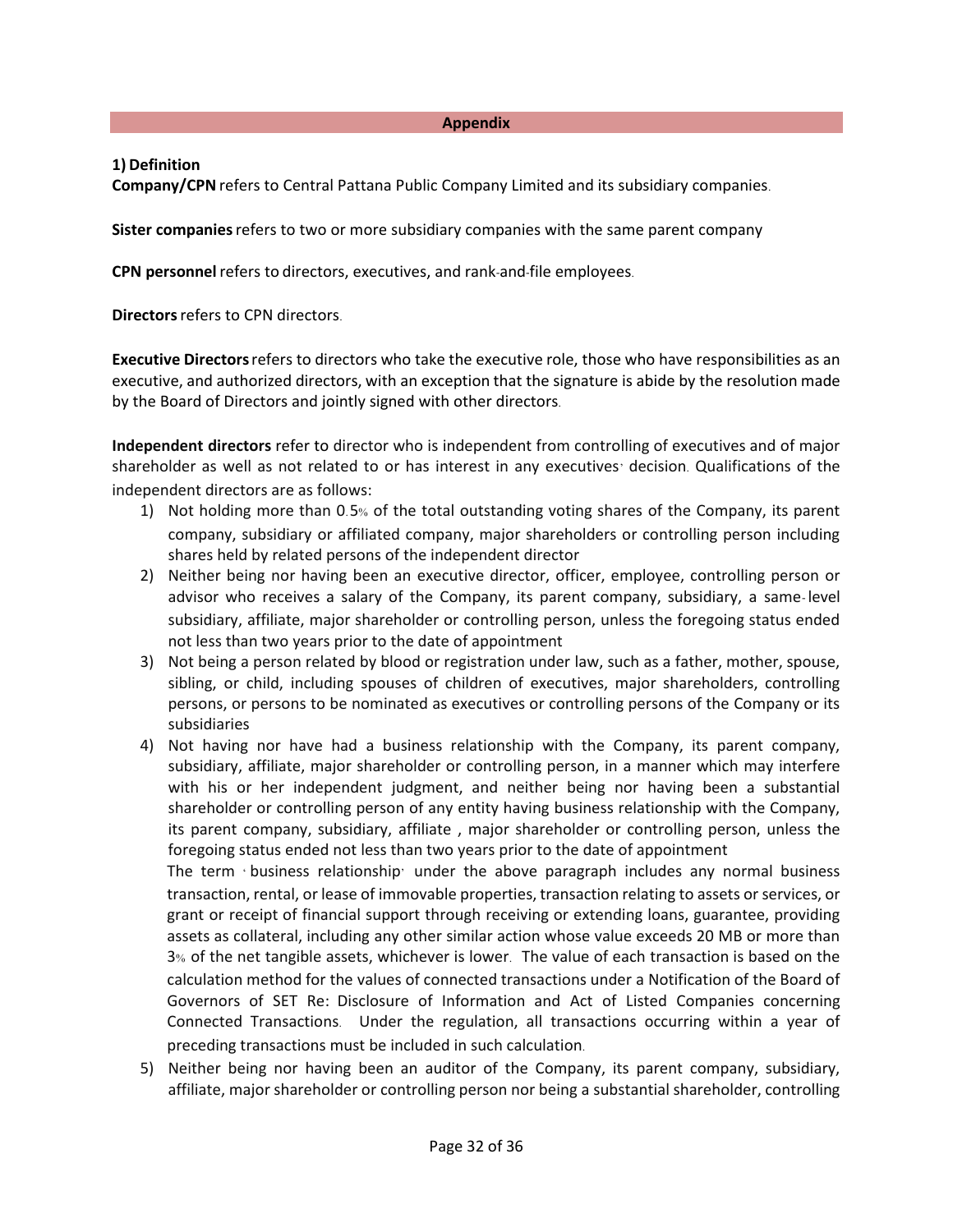## Appendix

### 1) Definition

**Company/CPN** refers to Central Pattana Public Company Limited and its subsidiary companies.

**Sister companies** refers to two or more subsidiary companies with the same parent company

**CPN personnel** refers to directors, executives, and rank-and-file employees.

**Directors** refers to CPN directors.

**Executive Directors** refers to directors who take the executive role, those who have responsibilities as an executive, and authorized directors, with an exception that the signature is abide by the resolution made by the Board of Directors and jointly signed with other directors.

**Independent directors** refer to director who is independent from controlling of executives and of major shareholder as well as not related to or has interest in any executives' decision. Qualifications of the independent directors are as follows:

1) Not holding more than 0.5% of the total outstanding voting shares of the Company, its parent company, subsidiary or affiliated company, major shareholders or controlling person including shares held by related persons of the independent director
2) Neither being nor having been an executive director, officer, employee, controlling person or advisor who receives a salary of the Company, its parent company, subsidiary, a same-level subsidiary, affiliate, major shareholder or controlling person, unless the foregoing status ended not less than two years prior to the date of appointment
3) Not being a person related by blood or registration under law, such as a father, mother, spouse, sibling, or child, including spouses of children of executives, major shareholders, controlling persons, or persons to be nominated as executives or controlling persons of the Company or its subsidiaries
4) Not having nor have had a business relationship with the Company, its parent company, subsidiary, affiliate, major shareholder or controlling person, in a manner which may interfere with his or her independent judgment, and neither being nor having been a substantial shareholder or controlling person of any entity having business relationship with the Company, its parent company, subsidiary, affiliate , major shareholder or controlling person, unless the foregoing status ended not less than two years prior to the date of appointment

   The term 'business relationship' under the above paragraph includes any normal business transaction, rental, or lease of immovable properties, transaction relating to assets or services, or grant or receipt of financial support through receiving or extending loans, guarantee, providing assets as collateral, including any other similar action whose value exceeds 20 MB or more than 3% of the net tangible assets, whichever is lower. The value of each transaction is based on the calculation method for the values of connected transactions under a Notification of the Board of Governors of SET Re: Disclosure of Information and Act of Listed Companies concerning Connected Transactions. Under the regulation, all transactions occurring within a year of preceding transactions must be included in such calculation.
5) Neither being nor having been an auditor of the Company, its parent company, subsidiary, affiliate, major shareholder or controlling person nor being a substantial shareholder, controlling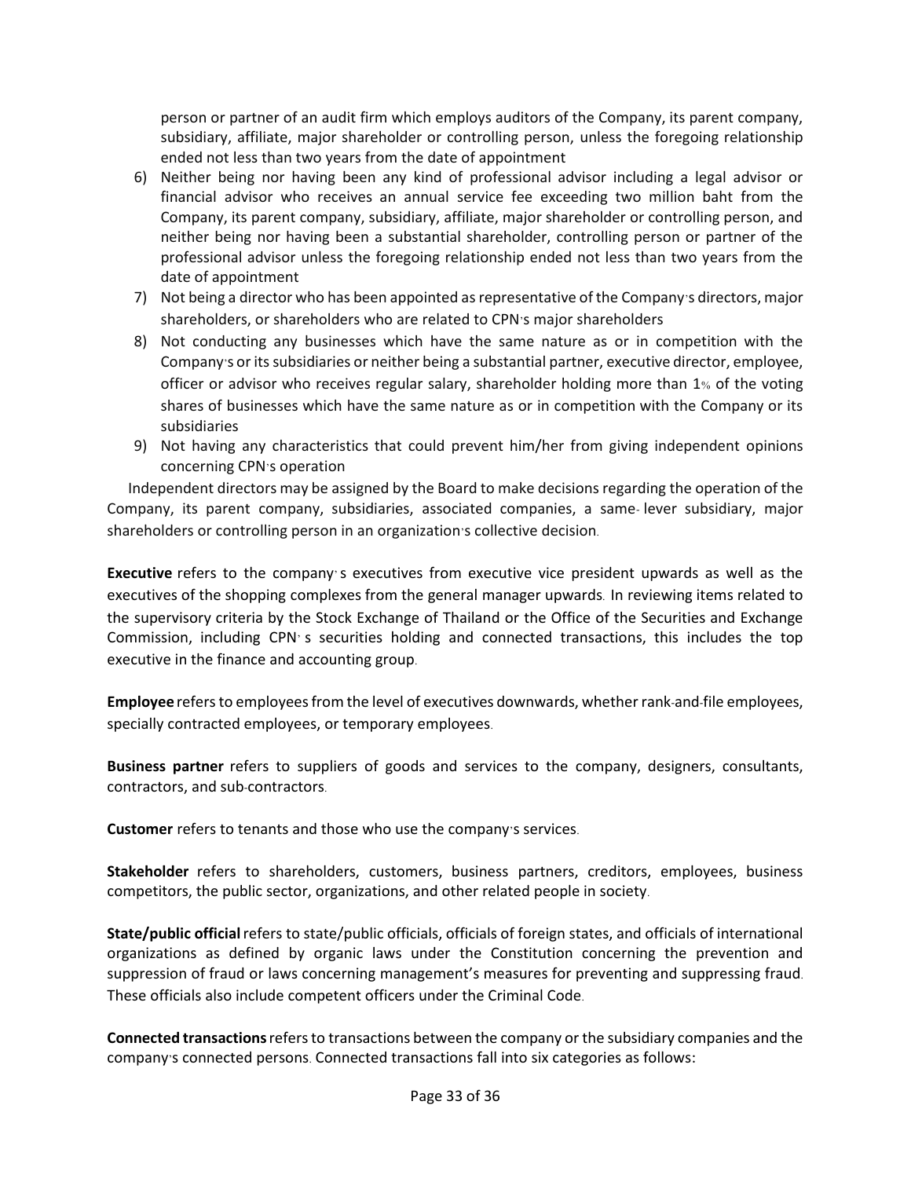person or partner of an audit firm which employs auditors of the Company, its parent company, subsidiary, affiliate, major shareholder or controlling person, unless the foregoing relationship ended not less than two years from the date of appointment

6) Neither being nor having been any kind of professional advisor including a legal advisor or financial advisor who receives an annual service fee exceeding two million baht from the Company, its parent company, subsidiary, affiliate, major shareholder or controlling person, and neither being nor having been a substantial shareholder, controlling person or partner of the professional advisor unless the foregoing relationship ended not less than two years from the date of appointment
7) Not being a director who has been appointed as representative of the Company's directors, major shareholders, or shareholders who are related to CPN's major shareholders
8) Not conducting any businesses which have the same nature as or in competition with the Company's or its subsidiaries or neither being a substantial partner, executive director, employee, officer or advisor who receives regular salary, shareholder holding more than 1% of the voting shares of businesses which have the same nature as or in competition with the Company or its subsidiaries
9) Not having any characteristics that could prevent him/her from giving independent opinions concerning CPN's operation

Independent directors may be assigned by the Board to make decisions regarding the operation of the Company, its parent company, subsidiaries, associated companies, a same- lever subsidiary, major shareholders or controlling person in an organization's collective decision.

**Executive** refers to the company's executives from executive vice president upwards as well as the executives of the shopping complexes from the general manager upwards. In reviewing items related to the supervisory criteria by the Stock Exchange of Thailand or the Office of the Securities and Exchange Commission, including CPN's securities holding and connected transactions, this includes the top executive in the finance and accounting group.

**Employee** refers to employees from the level of executives downwards, whether rank-and-file employees, specially contracted employees, or temporary employees.

**Business partner** refers to suppliers of goods and services to the company, designers, consultants, contractors, and sub-contractors.

**Customer** refers to tenants and those who use the company's services.

**Stakeholder** refers to shareholders, customers, business partners, creditors, employees, business competitors, the public sector, organizations, and other related people in society.

**State/public official** refers to state/public officials, officials of foreign states, and officials of international organizations as defined by organic laws under the Constitution concerning the prevention and suppression of fraud or laws concerning management's measures for preventing and suppressing fraud. These officials also include competent officers under the Criminal Code.

**Connected transactions** refers to transactions between the company or the subsidiary companies and the company's connected persons. Connected transactions fall into six categories as follows: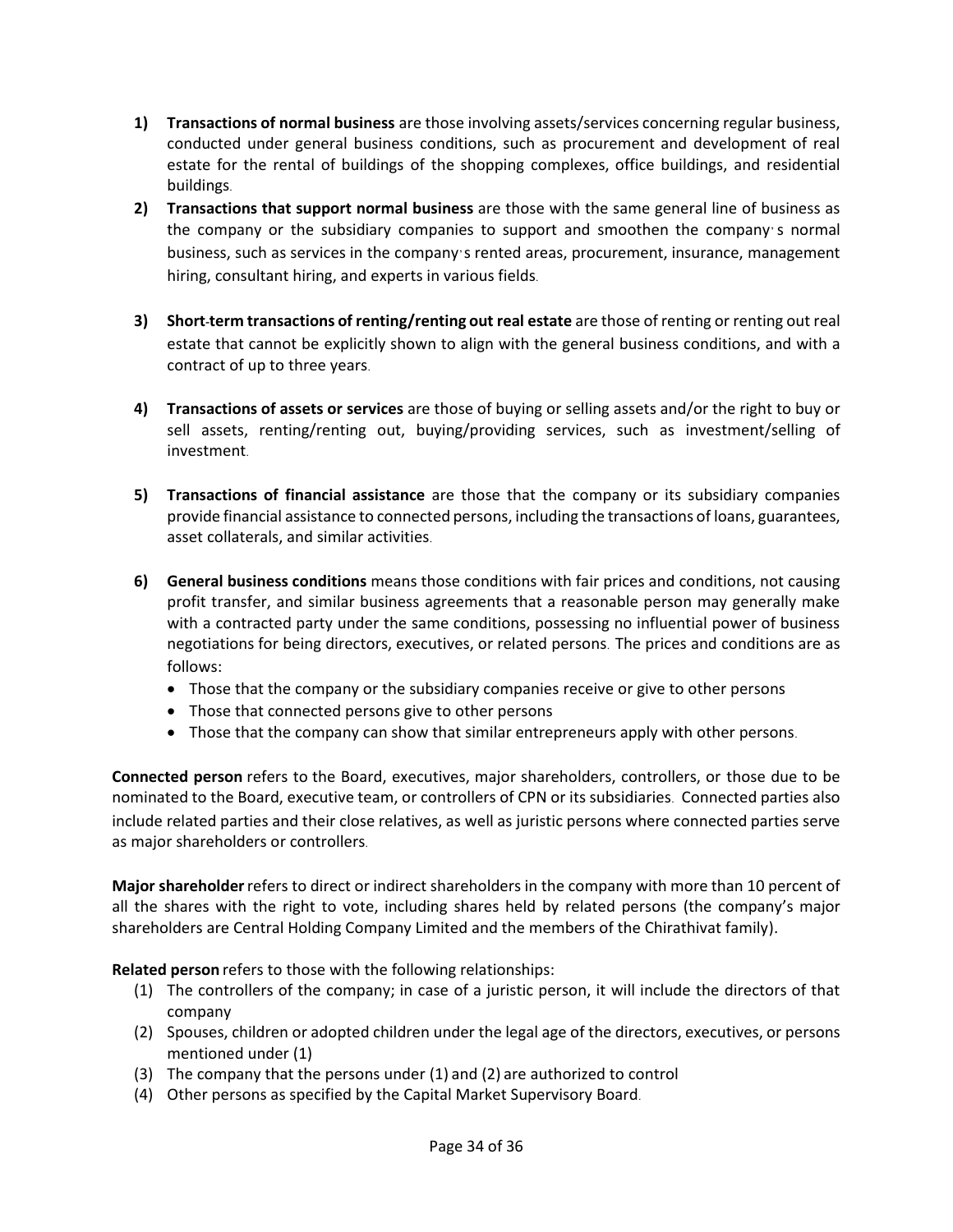1) **Transactions of normal business** are those involving assets/services concerning regular business, conducted under general business conditions, such as procurement and development of real estate for the rental of buildings of the shopping complexes, office buildings, and residential buildings.
2) **Transactions that support normal business** are those with the same general line of business as the company or the subsidiary companies to support and smoothen the company's normal business, such as services in the company's rented areas, procurement, insurance, management hiring, consultant hiring, and experts in various fields.
3) **Short-term transactions of renting/renting out real estate** are those of renting or renting out real estate that cannot be explicitly shown to align with the general business conditions, and with a contract of up to three years.
4) **Transactions of assets or services** are those of buying or selling assets and/or the right to buy or sell assets, renting/renting out, buying/providing services, such as investment/selling of investment.
5) **Transactions of financial assistance** are those that the company or its subsidiary companies provide financial assistance to connected persons, including the transactions of loans, guarantees, asset collaterals, and similar activities.
6) **General business conditions** means those conditions with fair prices and conditions, not causing profit transfer, and similar business agreements that a reasonable person may generally make with a contracted party under the same conditions, possessing no influential power of business negotiations for being directors, executives, or related persons. The prices and conditions are as follows:
   - Those that the company or the subsidiary companies receive or give to other persons
   - Those that connected persons give to other persons
   - Those that the company can show that similar entrepreneurs apply with other persons.

**Connected person** refers to the Board, executives, major shareholders, controllers, or those due to be nominated to the Board, executive team, or controllers of CPN or its subsidiaries. Connected parties also include related parties and their close relatives, as well as juristic persons where connected parties serve as major shareholders or controllers.

**Major shareholder** refers to direct or indirect shareholders in the company with more than 10 percent of all the shares with the right to vote, including shares held by related persons (the company's major shareholders are Central Holding Company Limited and the members of the Chirathivat family).

**Related person** refers to those with the following relationships:

(1) The controllers of the company; in case of a juristic person, it will include the directors of that company
(2) Spouses, children or adopted children under the legal age of the directors, executives, or persons mentioned under (1)
(3) The company that the persons under (1) and (2) are authorized to control
(4) Other persons as specified by the Capital Market Supervisory Board.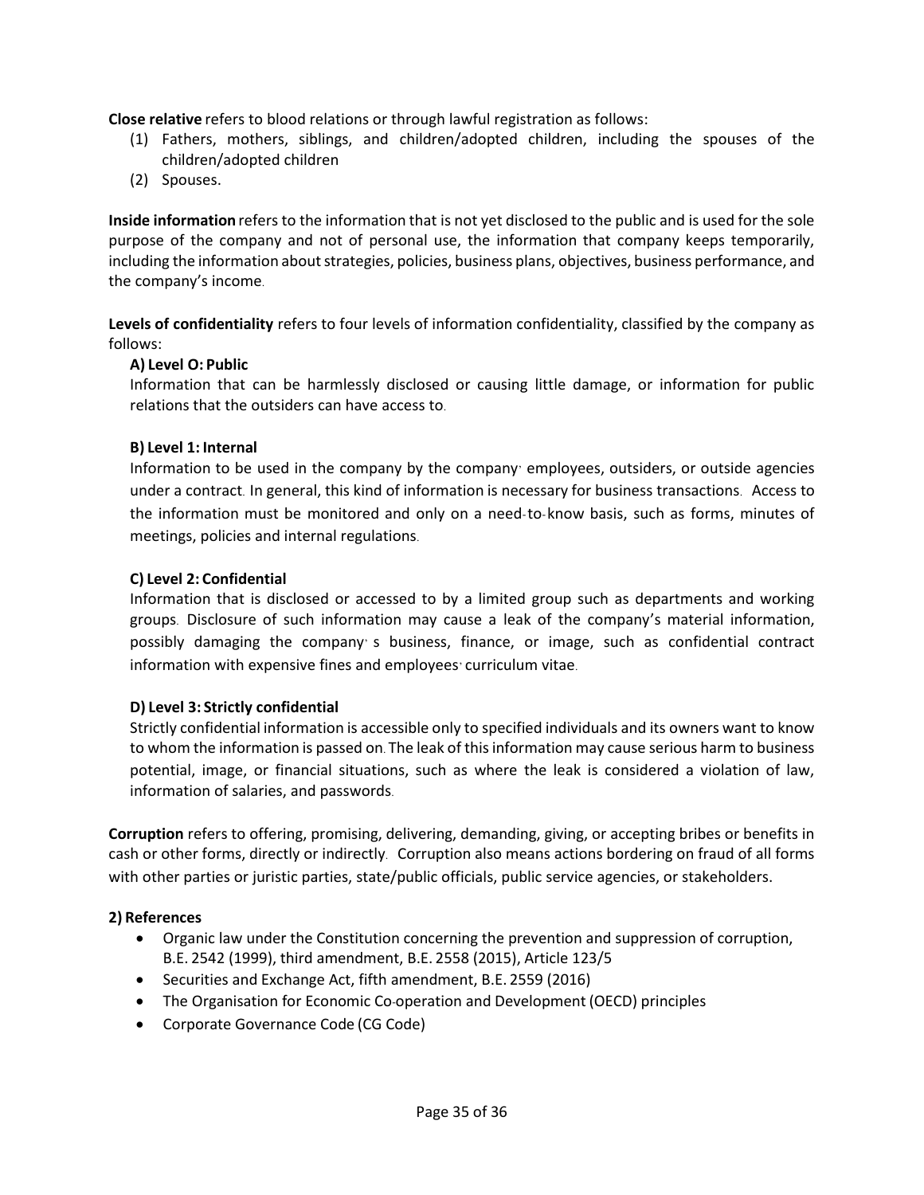**Close relative** refers to blood relations or through lawful registration as follows:

(1) Fathers, mothers, siblings, and children/adopted children, including the spouses of the children/adopted children
(2) Spouses.

**Inside information** refers to the information that is not yet disclosed to the public and is used for the sole purpose of the company and not of personal use, the information that company keeps temporarily, including the information about strategies, policies, business plans, objectives, business performance, and the company's income.

**Levels of confidentiality** refers to four levels of information confidentiality, classified by the company as follows:

**A) Level O: Public**

Information that can be harmlessly disclosed or causing little damage, or information for public relations that the outsiders can have access to.

**B) Level 1: Internal**

Information to be used in the company by the company' employees, outsiders, or outside agencies under a contract. In general, this kind of information is necessary for business transactions. Access to the information must be monitored and only on a need-to-know basis, such as forms, minutes of meetings, policies and internal regulations.

**C) Level 2: Confidential**

Information that is disclosed or accessed to by a limited group such as departments and working groups. Disclosure of such information may cause a leak of the company's material information, possibly damaging the company' s business, finance, or image, such as confidential contract information with expensive fines and employees' curriculum vitae.

**D) Level 3: Strictly confidential**

Strictly confidential information is accessible only to specified individuals and its owners want to know to whom the information is passed on. The leak of this information may cause serious harm to business potential, image, or financial situations, such as where the leak is considered a violation of law, information of salaries, and passwords.

**Corruption** refers to offering, promising, delivering, demanding, giving, or accepting bribes or benefits in cash or other forms, directly or indirectly. Corruption also means actions bordering on fraud of all forms with other parties or juristic parties, state/public officials, public service agencies, or stakeholders.

**2) References**

- Organic law under the Constitution concerning the prevention and suppression of corruption, B.E. 2542 (1999), third amendment, B.E. 2558 (2015), Article 123/5
- Securities and Exchange Act, fifth amendment, B.E. 2559 (2016)
- The Organisation for Economic Co-operation and Development (OECD) principles
- Corporate Governance Code (CG Code)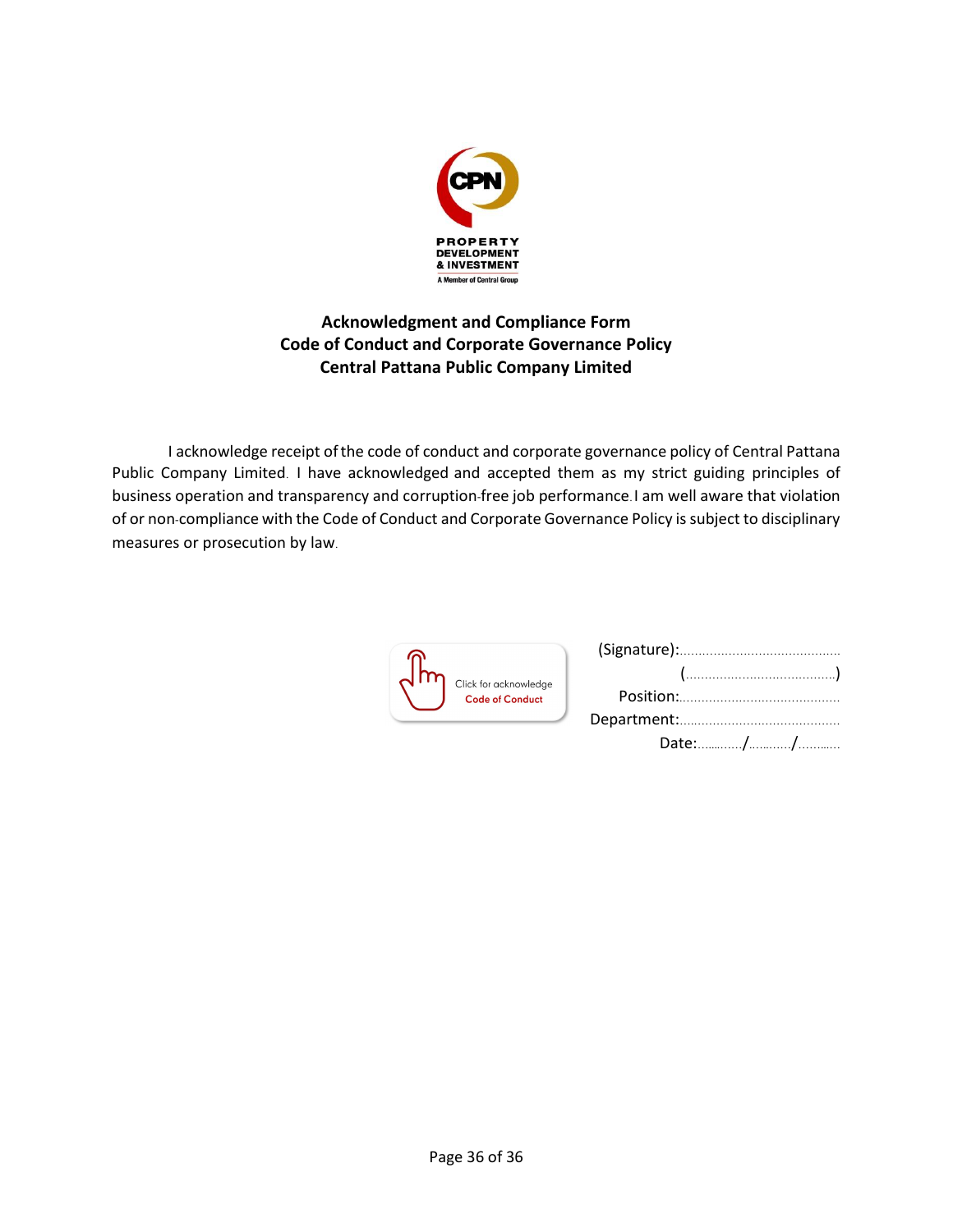PROPERTY DEVELOPMENT & INVESTMENT

A Member of Central Group

**Acknowledgment and Compliance Form**
**Code of Conduct and Corporate Governance Policy**
**Central Pattana Public Company Limited**

I acknowledge receipt of the code of conduct and corporate governance policy of Central Pattana Public Company Limited. I have acknowledged and accepted them as my strict guiding principles of business operation and transparency and corruption-free job performance. I am well aware that violation of or non-compliance with the Code of Conduct and Corporate Governance Policy is subject to disciplinary measures or prosecution by law.

Click for acknowledge Code of Conduct

(Signature):..........................................

(......................................)

Position:..........................................

Department:..........................................

Date:............/............/...........